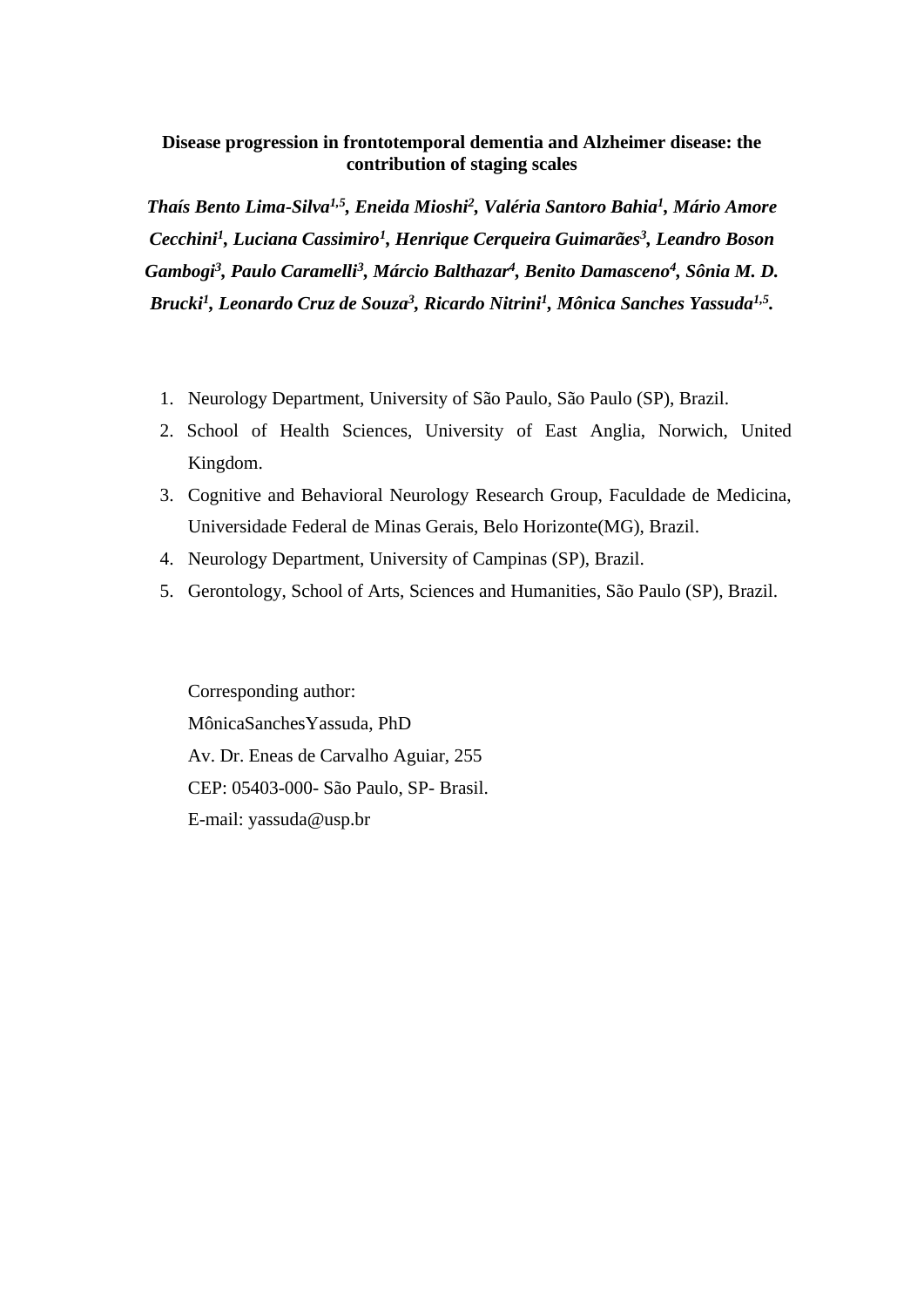# Disease progression in frontotemporal dementia and Alzheimer disease: the contribution of staging scales

***Thaís Bento Lima-Silva[1,5], Eneida Mioshi[2], Valéria Santoro Bahia[1], Mário Amore Cecchini[1], Luciana Cassimiro[1], Henrique Cerqueira Guimarães[3], Leandro Boson Gambogi[3], Paulo Caramelli[3], Márcio Balthazar[4], Benito Damasceno[4], Sônia M. D. Brucki[1], Leonardo Cruz de Souza[3], Ricardo Nitrini[1], Mônica Sanches Yassuda[1,5].***

1. Neurology Department, University of São Paulo, São Paulo (SP), Brazil.
2. School of Health Sciences, University of East Anglia, Norwich, United Kingdom.
3. Cognitive and Behavioral Neurology Research Group, Faculdade de Medicina, Universidade Federal de Minas Gerais, Belo Horizonte(MG), Brazil.
4. Neurology Department, University of Campinas (SP), Brazil.
5. Gerontology, School of Arts, Sciences and Humanities, São Paulo (SP), Brazil.

Corresponding author:
MônicaSanchesYassuda, PhD
Av. Dr. Eneas de Carvalho Aguiar, 255
CEP: 05403-000- São Paulo, SP- Brasil.
E-mail: yassuda@usp.br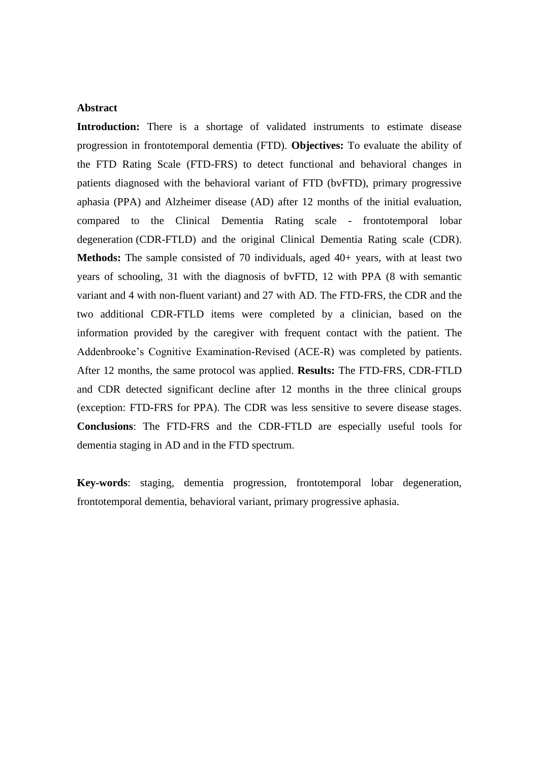## Abstract

**Introduction:** There is a shortage of validated instruments to estimate disease progression in frontotemporal dementia (FTD). **Objectives:** To evaluate the ability of the FTD Rating Scale (FTD-FRS) to detect functional and behavioral changes in patients diagnosed with the behavioral variant of FTD (bvFTD), primary progressive aphasia (PPA) and Alzheimer disease (AD) after 12 months of the initial evaluation, compared to the Clinical Dementia Rating scale - frontotemporal lobar degeneration (CDR-FTLD) and the original Clinical Dementia Rating scale (CDR). **Methods:** The sample consisted of 70 individuals, aged 40+ years, with at least two years of schooling, 31 with the diagnosis of bvFTD, 12 with PPA (8 with semantic variant and 4 with non-fluent variant) and 27 with AD. The FTD-FRS, the CDR and the two additional CDR-FTLD items were completed by a clinician, based on the information provided by the caregiver with frequent contact with the patient. The Addenbrooke's Cognitive Examination-Revised (ACE-R) was completed by patients. After 12 months, the same protocol was applied. **Results:** The FTD-FRS, CDR-FTLD and CDR detected significant decline after 12 months in the three clinical groups (exception: FTD-FRS for PPA). The CDR was less sensitive to severe disease stages. **Conclusions**: The FTD-FRS and the CDR-FTLD are especially useful tools for dementia staging in AD and in the FTD spectrum.

**Key-words**: staging, dementia progression, frontotemporal lobar degeneration, frontotemporal dementia, behavioral variant, primary progressive aphasia.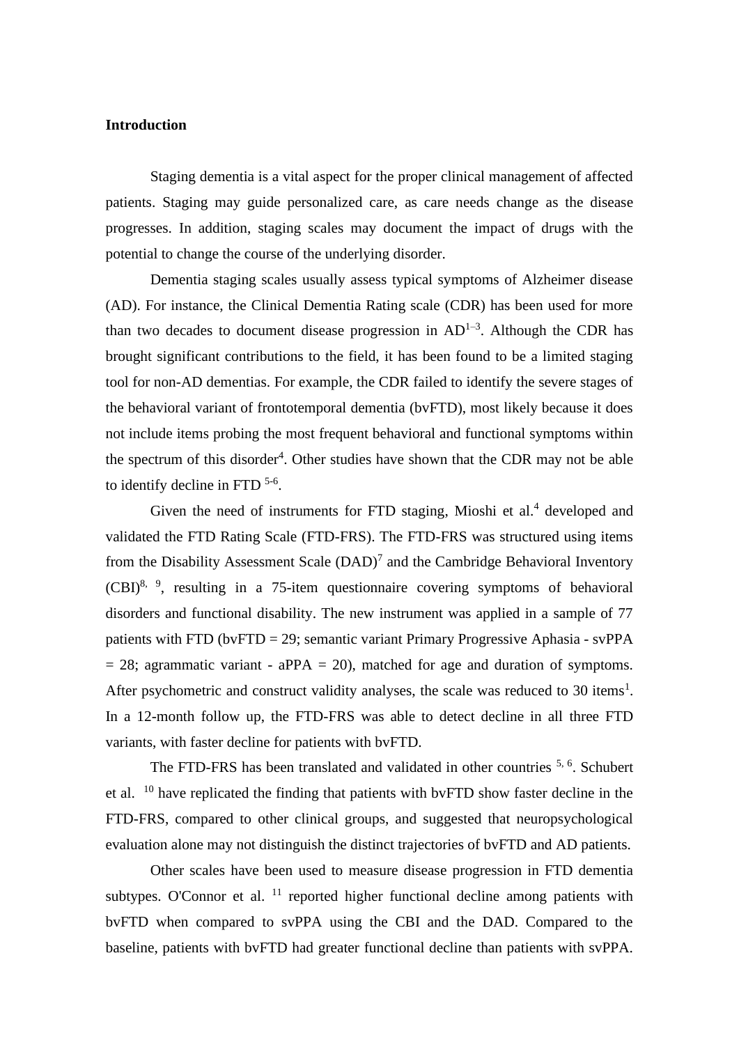## Introduction

Staging dementia is a vital aspect for the proper clinical management of affected patients. Staging may guide personalized care, as care needs change as the disease progresses. In addition, staging scales may document the impact of drugs with the potential to change the course of the underlying disorder.

Dementia staging scales usually assess typical symptoms of Alzheimer disease (AD). For instance, the Clinical Dementia Rating scale (CDR) has been used for more than two decades to document disease progression in AD[1–3]. Although the CDR has brought significant contributions to the field, it has been found to be a limited staging tool for non-AD dementias. For example, the CDR failed to identify the severe stages of the behavioral variant of frontotemporal dementia (bvFTD), most likely because it does not include items probing the most frequent behavioral and functional symptoms within the spectrum of this disorder[4]. Other studies have shown that the CDR may not be able to identify decline in FTD [5-6].

Given the need of instruments for FTD staging, Mioshi et al.[4] developed and validated the FTD Rating Scale (FTD-FRS). The FTD-FRS was structured using items from the Disability Assessment Scale (DAD)[7] and the Cambridge Behavioral Inventory (CBI)[8, 9], resulting in a 75-item questionnaire covering symptoms of behavioral disorders and functional disability. The new instrument was applied in a sample of 77 patients with FTD (bvFTD = 29; semantic variant Primary Progressive Aphasia - svPPA = 28; agrammatic variant - aPPA = 20), matched for age and duration of symptoms. After psychometric and construct validity analyses, the scale was reduced to 30 items[1]. In a 12-month follow up, the FTD-FRS was able to detect decline in all three FTD variants, with faster decline for patients with bvFTD.

The FTD-FRS has been translated and validated in other countries [5, 6]. Schubert et al. [10] have replicated the finding that patients with bvFTD show faster decline in the FTD-FRS, compared to other clinical groups, and suggested that neuropsychological evaluation alone may not distinguish the distinct trajectories of bvFTD and AD patients.

Other scales have been used to measure disease progression in FTD dementia subtypes. O'Connor et al. [11] reported higher functional decline among patients with bvFTD when compared to svPPA using the CBI and the DAD. Compared to the baseline, patients with bvFTD had greater functional decline than patients with svPPA.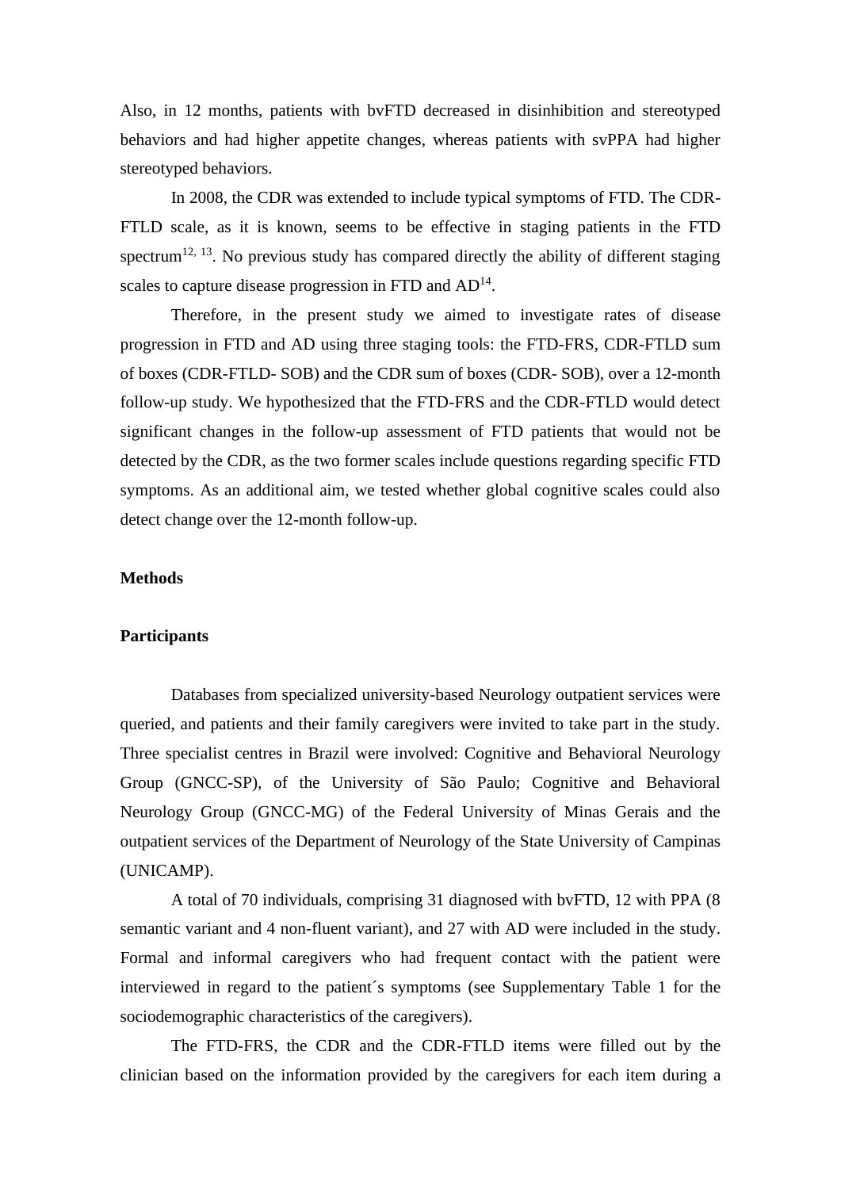Also, in 12 months, patients with bvFTD decreased in disinhibition and stereotyped behaviors and had higher appetite changes, whereas patients with svPPA had higher stereotyped behaviors.

In 2008, the CDR was extended to include typical symptoms of FTD. The CDR-FTLD scale, as it is known, seems to be effective in staging patients in the FTD spectrum[12, 13]. No previous study has compared directly the ability of different staging scales to capture disease progression in FTD and AD[14].

Therefore, in the present study we aimed to investigate rates of disease progression in FTD and AD using three staging tools: the FTD-FRS, CDR-FTLD sum of boxes (CDR-FTLD- SOB) and the CDR sum of boxes (CDR- SOB), over a 12-month follow-up study. We hypothesized that the FTD-FRS and the CDR-FTLD would detect significant changes in the follow-up assessment of FTD patients that would not be detected by the CDR, as the two former scales include questions regarding specific FTD symptoms. As an additional aim, we tested whether global cognitive scales could also detect change over the 12-month follow-up.

## Methods

### Participants

Databases from specialized university-based Neurology outpatient services were queried, and patients and their family caregivers were invited to take part in the study. Three specialist centres in Brazil were involved: Cognitive and Behavioral Neurology Group (GNCC-SP), of the University of São Paulo; Cognitive and Behavioral Neurology Group (GNCC-MG) of the Federal University of Minas Gerais and the outpatient services of the Department of Neurology of the State University of Campinas (UNICAMP).

A total of 70 individuals, comprising 31 diagnosed with bvFTD, 12 with PPA (8 semantic variant and 4 non-fluent variant), and 27 with AD were included in the study. Formal and informal caregivers who had frequent contact with the patient were interviewed in regard to the patient´s symptoms (see Supplementary Table 1 for the sociodemographic characteristics of the caregivers).

The FTD-FRS, the CDR and the CDR-FTLD items were filled out by the clinician based on the information provided by the caregivers for each item during a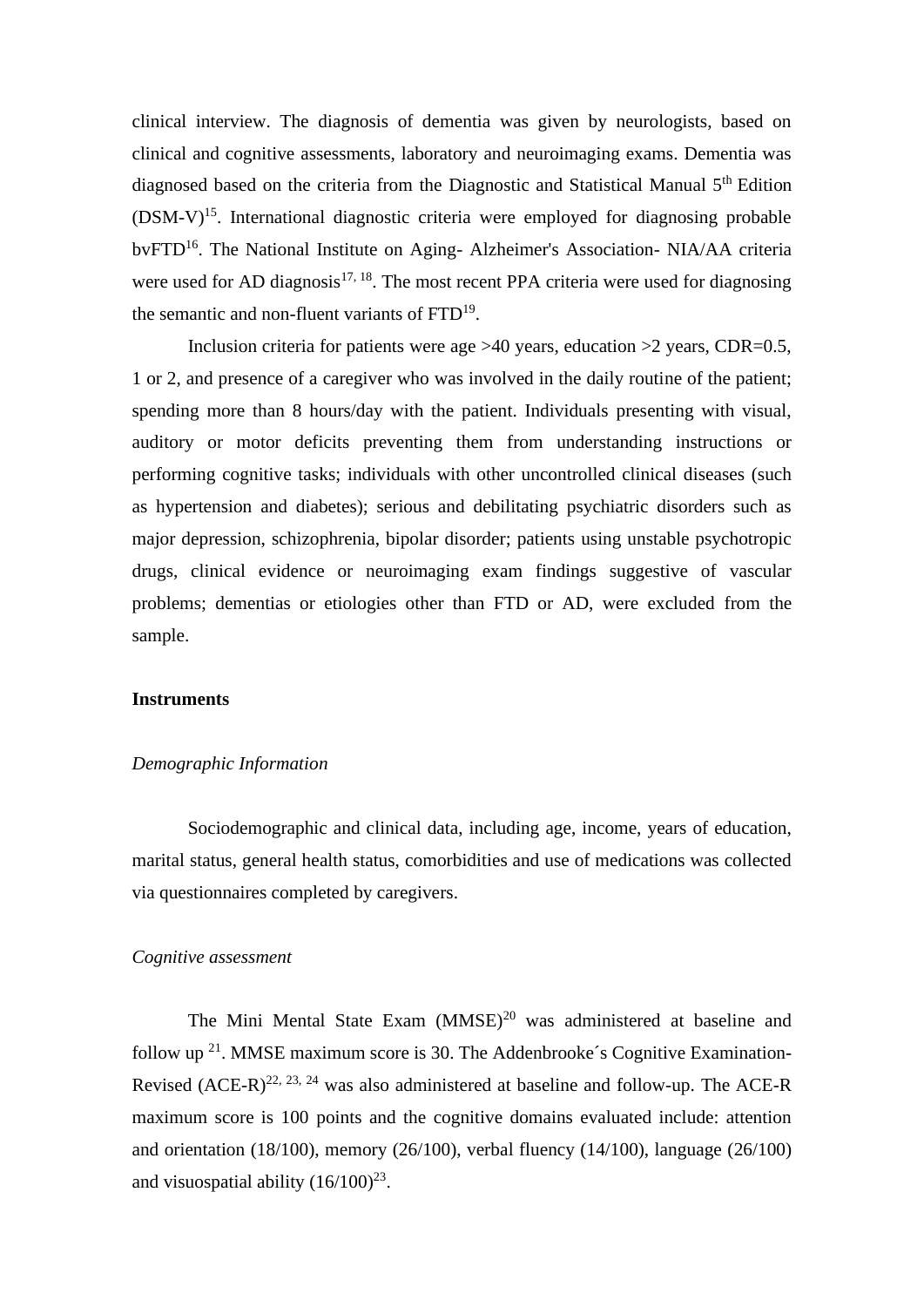clinical interview. The diagnosis of dementia was given by neurologists, based on clinical and cognitive assessments, laboratory and neuroimaging exams. Dementia was diagnosed based on the criteria from the Diagnostic and Statistical Manual 5th Edition (DSM-V)[15]. International diagnostic criteria were employed for diagnosing probable bvFTD[16]. The National Institute on Aging- Alzheimer's Association- NIA/AA criteria were used for AD diagnosis[17, 18]. The most recent PPA criteria were used for diagnosing the semantic and non-fluent variants of FTD[19].

Inclusion criteria for patients were age >40 years, education >2 years, CDR=0.5, 1 or 2, and presence of a caregiver who was involved in the daily routine of the patient; spending more than 8 hours/day with the patient. Individuals presenting with visual, auditory or motor deficits preventing them from understanding instructions or performing cognitive tasks; individuals with other uncontrolled clinical diseases (such as hypertension and diabetes); serious and debilitating psychiatric disorders such as major depression, schizophrenia, bipolar disorder; patients using unstable psychotropic drugs, clinical evidence or neuroimaging exam findings suggestive of vascular problems; dementias or etiologies other than FTD or AD, were excluded from the sample.

**Instruments**

*Demographic Information*

Sociodemographic and clinical data, including age, income, years of education, marital status, general health status, comorbidities and use of medications was collected via questionnaires completed by caregivers.

*Cognitive assessment*

The Mini Mental State Exam (MMSE)[20] was administered at baseline and follow up [21]. MMSE maximum score is 30. The Addenbrooke´s Cognitive Examination-Revised (ACE-R)[22, 23, 24] was also administered at baseline and follow-up. The ACE-R maximum score is 100 points and the cognitive domains evaluated include: attention and orientation (18/100), memory (26/100), verbal fluency (14/100), language (26/100) and visuospatial ability (16/100)[23].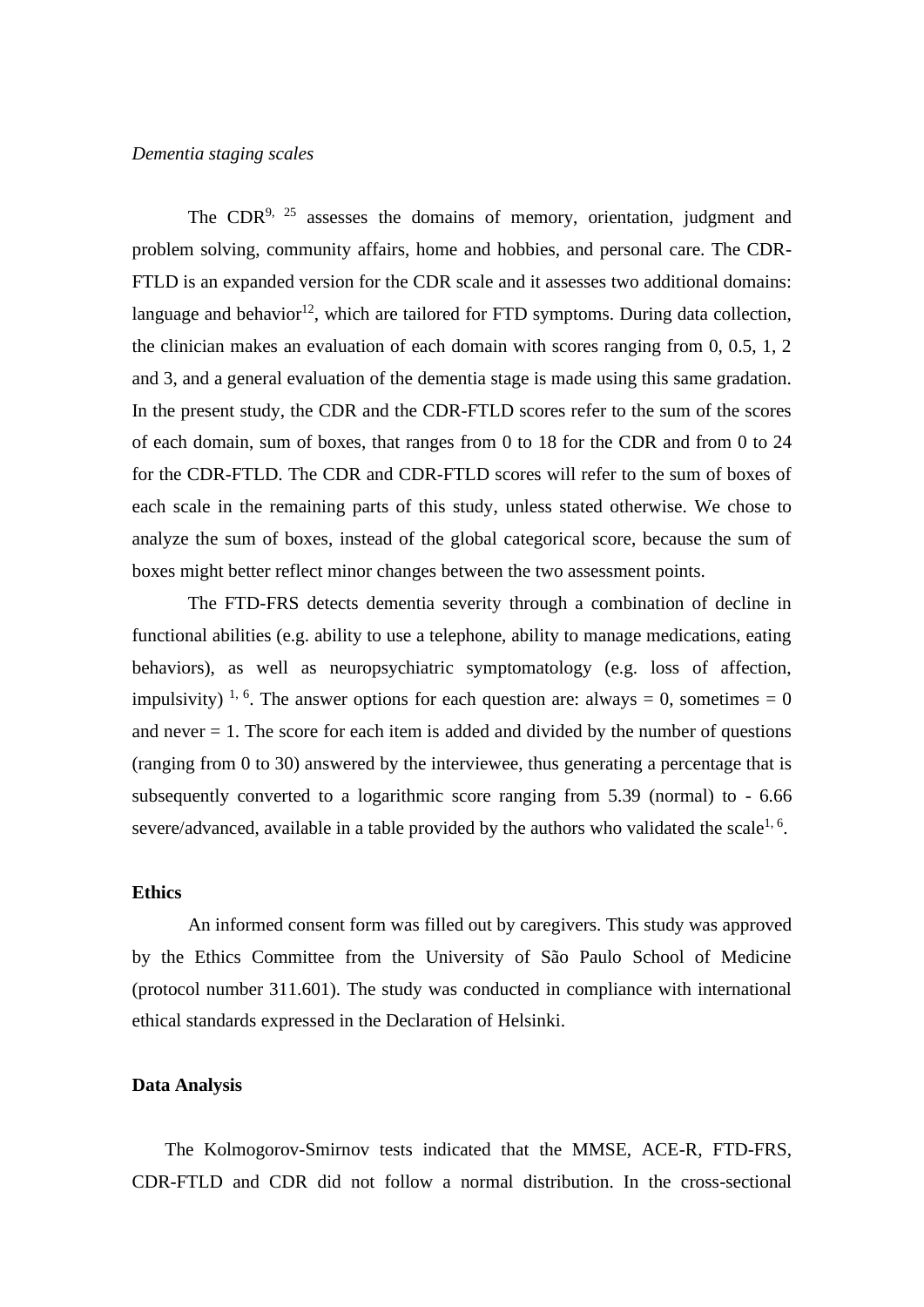*Dementia staging scales*

The CDR[9, 25] assesses the domains of memory, orientation, judgment and problem solving, community affairs, home and hobbies, and personal care. The CDR-FTLD is an expanded version for the CDR scale and it assesses two additional domains: language and behavior[12], which are tailored for FTD symptoms. During data collection, the clinician makes an evaluation of each domain with scores ranging from 0, 0.5, 1, 2 and 3, and a general evaluation of the dementia stage is made using this same gradation. In the present study, the CDR and the CDR-FTLD scores refer to the sum of the scores of each domain, sum of boxes, that ranges from 0 to 18 for the CDR and from 0 to 24 for the CDR-FTLD. The CDR and CDR-FTLD scores will refer to the sum of boxes of each scale in the remaining parts of this study, unless stated otherwise. We chose to analyze the sum of boxes, instead of the global categorical score, because the sum of boxes might better reflect minor changes between the two assessment points.

The FTD-FRS detects dementia severity through a combination of decline in functional abilities (e.g. ability to use a telephone, ability to manage medications, eating behaviors), as well as neuropsychiatric symptomatology (e.g. loss of affection, impulsivity) [1, 6]. The answer options for each question are: always = 0, sometimes = 0 and never = 1. The score for each item is added and divided by the number of questions (ranging from 0 to 30) answered by the interviewee, thus generating a percentage that is subsequently converted to a logarithmic score ranging from 5.39 (normal) to - 6.66 severe/advanced, available in a table provided by the authors who validated the scale[1, 6].

**Ethics**

An informed consent form was filled out by caregivers. This study was approved by the Ethics Committee from the University of São Paulo School of Medicine (protocol number 311.601). The study was conducted in compliance with international ethical standards expressed in the Declaration of Helsinki.

**Data Analysis**

The Kolmogorov-Smirnov tests indicated that the MMSE, ACE-R, FTD-FRS, CDR-FTLD and CDR did not follow a normal distribution. In the cross-sectional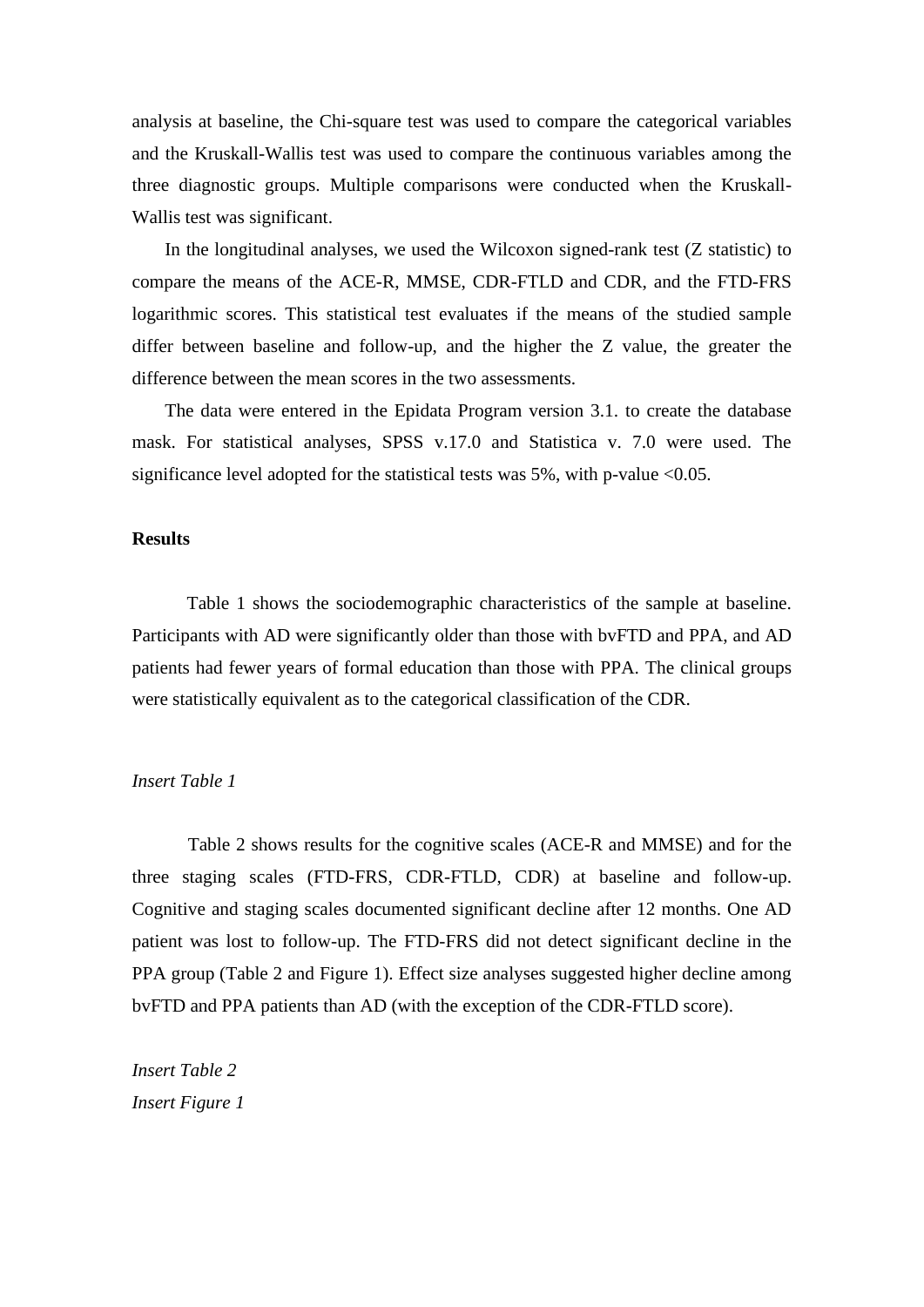analysis at baseline, the Chi-square test was used to compare the categorical variables and the Kruskall-Wallis test was used to compare the continuous variables among the three diagnostic groups. Multiple comparisons were conducted when the Kruskall-Wallis test was significant.

In the longitudinal analyses, we used the Wilcoxon signed-rank test (Z statistic) to compare the means of the ACE-R, MMSE, CDR-FTLD and CDR, and the FTD-FRS logarithmic scores. This statistical test evaluates if the means of the studied sample differ between baseline and follow-up, and the higher the Z value, the greater the difference between the mean scores in the two assessments.

The data were entered in the Epidata Program version 3.1. to create the database mask. For statistical analyses, SPSS v.17.0 and Statistica v. 7.0 were used. The significance level adopted for the statistical tests was 5%, with p-value <0.05.

**Results**

Table 1 shows the sociodemographic characteristics of the sample at baseline. Participants with AD were significantly older than those with bvFTD and PPA, and AD patients had fewer years of formal education than those with PPA. The clinical groups were statistically equivalent as to the categorical classification of the CDR.

*Insert Table 1*

Table 2 shows results for the cognitive scales (ACE-R and MMSE) and for the three staging scales (FTD-FRS, CDR-FTLD, CDR) at baseline and follow-up. Cognitive and staging scales documented significant decline after 12 months. One AD patient was lost to follow-up. The FTD-FRS did not detect significant decline in the PPA group (Table 2 and Figure 1). Effect size analyses suggested higher decline among bvFTD and PPA patients than AD (with the exception of the CDR-FTLD score).

*Insert Table 2*
*Insert Figure 1*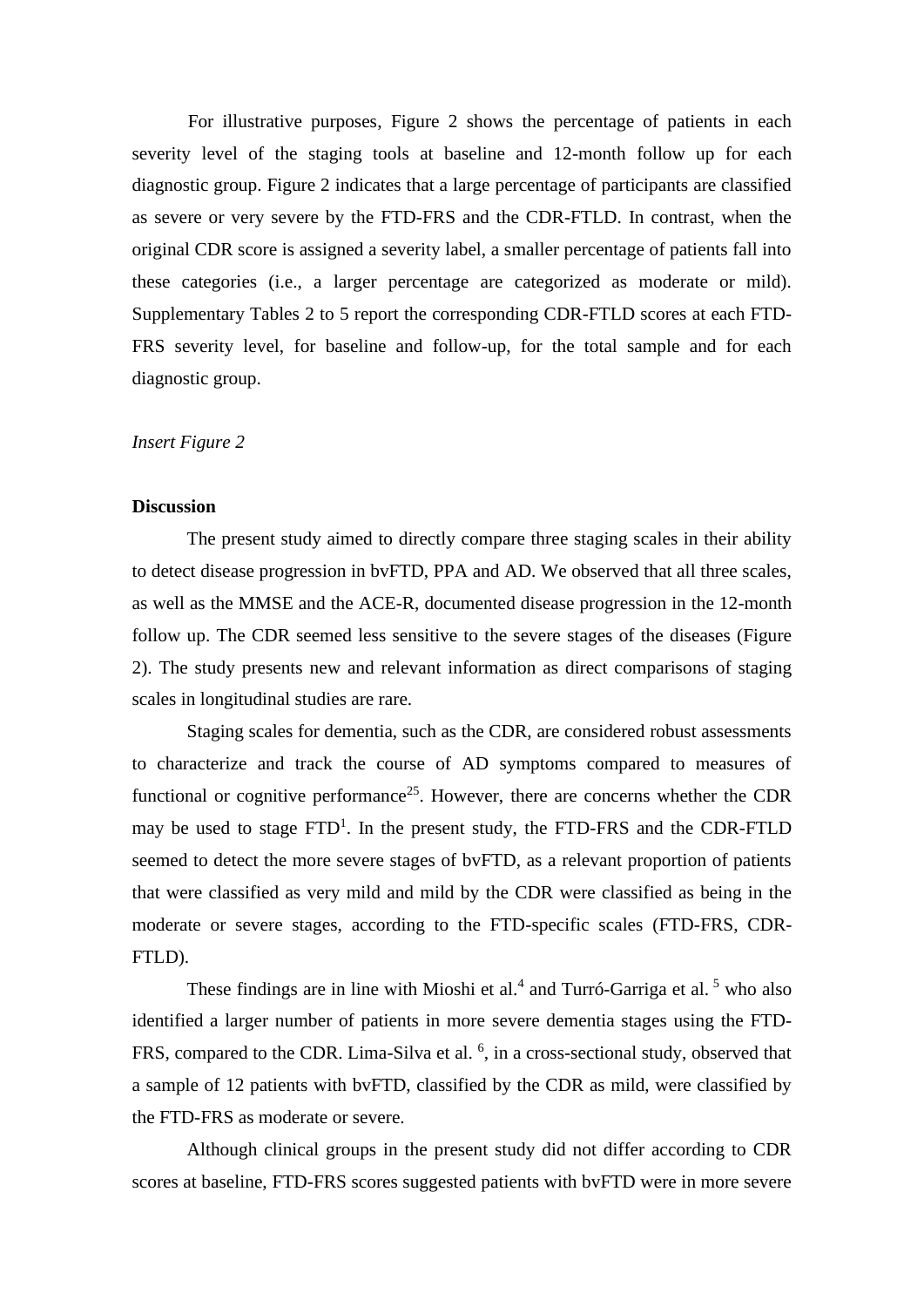For illustrative purposes, Figure 2 shows the percentage of patients in each severity level of the staging tools at baseline and 12-month follow up for each diagnostic group. Figure 2 indicates that a large percentage of participants are classified as severe or very severe by the FTD-FRS and the CDR-FTLD. In contrast, when the original CDR score is assigned a severity label, a smaller percentage of patients fall into these categories (i.e., a larger percentage are categorized as moderate or mild). Supplementary Tables 2 to 5 report the corresponding CDR-FTLD scores at each FTD-FRS severity level, for baseline and follow-up, for the total sample and for each diagnostic group.

*Insert Figure 2*

**Discussion**

The present study aimed to directly compare three staging scales in their ability to detect disease progression in bvFTD, PPA and AD. We observed that all three scales, as well as the MMSE and the ACE-R, documented disease progression in the 12-month follow up. The CDR seemed less sensitive to the severe stages of the diseases (Figure 2). The study presents new and relevant information as direct comparisons of staging scales in longitudinal studies are rare.

Staging scales for dementia, such as the CDR, are considered robust assessments to characterize and track the course of AD symptoms compared to measures of functional or cognitive performance[25]. However, there are concerns whether the CDR may be used to stage FTD[1]. In the present study, the FTD-FRS and the CDR-FTLD seemed to detect the more severe stages of bvFTD, as a relevant proportion of patients that were classified as very mild and mild by the CDR were classified as being in the moderate or severe stages, according to the FTD-specific scales (FTD-FRS, CDR-FTLD).

These findings are in line with Mioshi et al.[4] and Turró-Garriga et al. [5] who also identified a larger number of patients in more severe dementia stages using the FTD-FRS, compared to the CDR. Lima-Silva et al. [6], in a cross-sectional study, observed that a sample of 12 patients with bvFTD, classified by the CDR as mild, were classified by the FTD-FRS as moderate or severe.

Although clinical groups in the present study did not differ according to CDR scores at baseline, FTD-FRS scores suggested patients with bvFTD were in more severe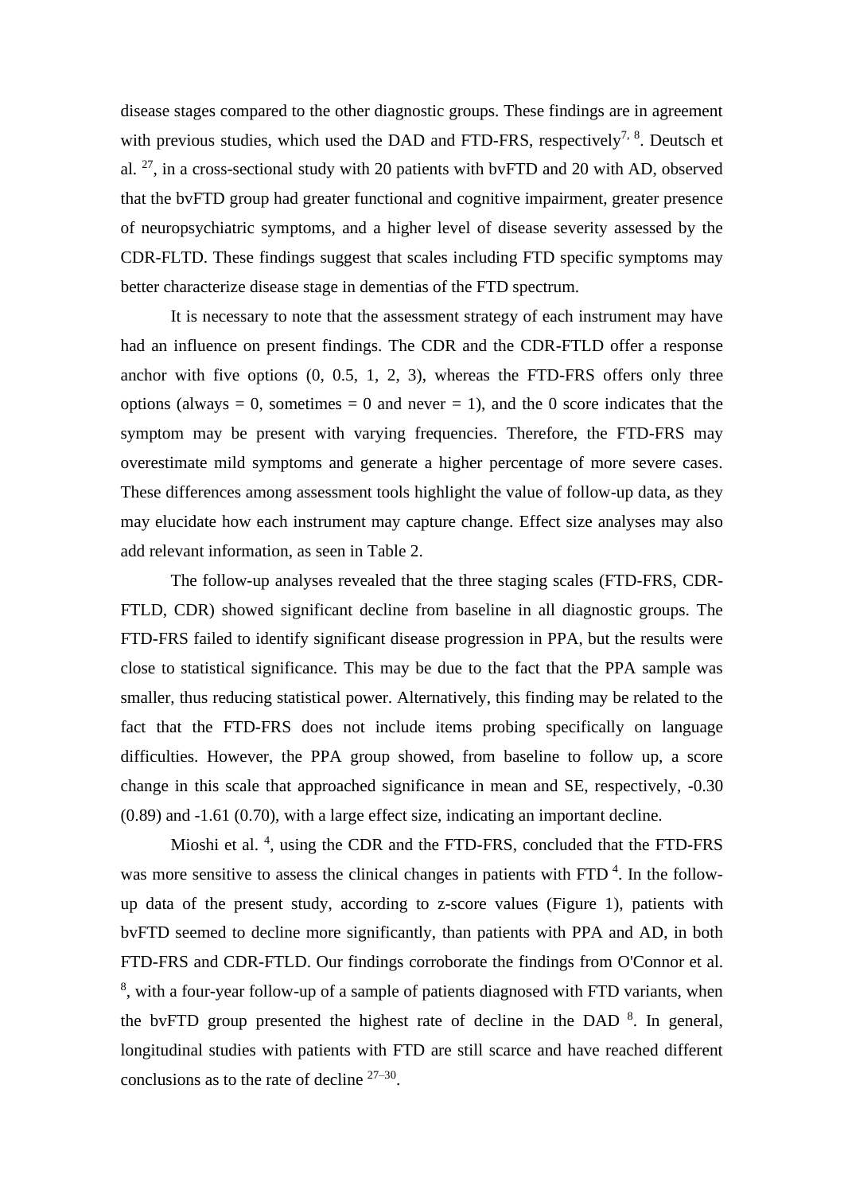disease stages compared to the other diagnostic groups. These findings are in agreement with previous studies, which used the DAD and FTD-FRS, respectively[7, 8]. Deutsch et al. [27], in a cross-sectional study with 20 patients with bvFTD and 20 with AD, observed that the bvFTD group had greater functional and cognitive impairment, greater presence of neuropsychiatric symptoms, and a higher level of disease severity assessed by the CDR-FLTD. These findings suggest that scales including FTD specific symptoms may better characterize disease stage in dementias of the FTD spectrum.

It is necessary to note that the assessment strategy of each instrument may have had an influence on present findings. The CDR and the CDR-FTLD offer a response anchor with five options (0, 0.5, 1, 2, 3), whereas the FTD-FRS offers only three options (always = 0, sometimes = 0 and never = 1), and the 0 score indicates that the symptom may be present with varying frequencies. Therefore, the FTD-FRS may overestimate mild symptoms and generate a higher percentage of more severe cases. These differences among assessment tools highlight the value of follow-up data, as they may elucidate how each instrument may capture change. Effect size analyses may also add relevant information, as seen in Table 2.

The follow-up analyses revealed that the three staging scales (FTD-FRS, CDR-FTLD, CDR) showed significant decline from baseline in all diagnostic groups. The FTD-FRS failed to identify significant disease progression in PPA, but the results were close to statistical significance. This may be due to the fact that the PPA sample was smaller, thus reducing statistical power. Alternatively, this finding may be related to the fact that the FTD-FRS does not include items probing specifically on language difficulties. However, the PPA group showed, from baseline to follow up, a score change in this scale that approached significance in mean and SE, respectively, -0.30 (0.89) and -1.61 (0.70), with a large effect size, indicating an important decline.

Mioshi et al. [4], using the CDR and the FTD-FRS, concluded that the FTD-FRS was more sensitive to assess the clinical changes in patients with FTD [4]. In the follow-up data of the present study, according to z-score values (Figure 1), patients with bvFTD seemed to decline more significantly, than patients with PPA and AD, in both FTD-FRS and CDR-FTLD. Our findings corroborate the findings from O'Connor et al. [8], with a four-year follow-up of a sample of patients diagnosed with FTD variants, when the bvFTD group presented the highest rate of decline in the DAD [8]. In general, longitudinal studies with patients with FTD are still scarce and have reached different conclusions as to the rate of decline [27–30].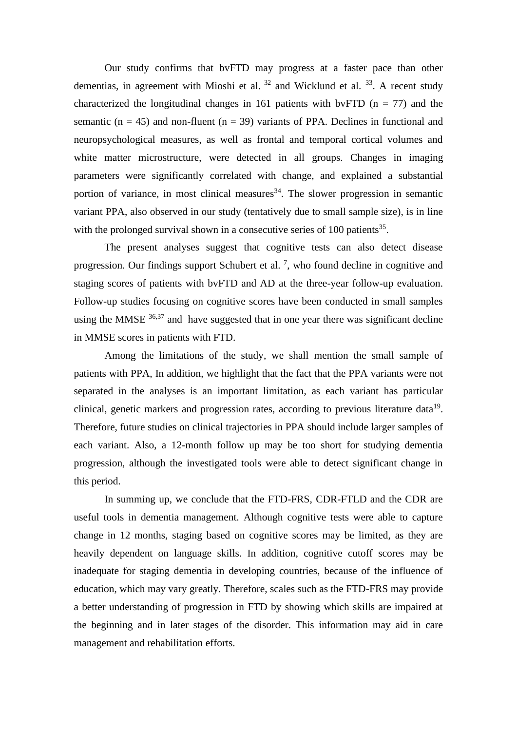Our study confirms that bvFTD may progress at a faster pace than other dementias, in agreement with Mioshi et al. [32] and Wicklund et al. [33]. A recent study characterized the longitudinal changes in 161 patients with bvFTD (n = 77) and the semantic (n = 45) and non-fluent (n = 39) variants of PPA. Declines in functional and neuropsychological measures, as well as frontal and temporal cortical volumes and white matter microstructure, were detected in all groups. Changes in imaging parameters were significantly correlated with change, and explained a substantial portion of variance, in most clinical measures[34]. The slower progression in semantic variant PPA, also observed in our study (tentatively due to small sample size), is in line with the prolonged survival shown in a consecutive series of 100 patients[35].

The present analyses suggest that cognitive tests can also detect disease progression. Our findings support Schubert et al. [7], who found decline in cognitive and staging scores of patients with bvFTD and AD at the three-year follow-up evaluation. Follow-up studies focusing on cognitive scores have been conducted in small samples using the MMSE [36,37] and have suggested that in one year there was significant decline in MMSE scores in patients with FTD.

Among the limitations of the study, we shall mention the small sample of patients with PPA, In addition, we highlight that the fact that the PPA variants were not separated in the analyses is an important limitation, as each variant has particular clinical, genetic markers and progression rates, according to previous literature data[19]. Therefore, future studies on clinical trajectories in PPA should include larger samples of each variant. Also, a 12-month follow up may be too short for studying dementia progression, although the investigated tools were able to detect significant change in this period.

In summing up, we conclude that the FTD-FRS, CDR-FTLD and the CDR are useful tools in dementia management. Although cognitive tests were able to capture change in 12 months, staging based on cognitive scores may be limited, as they are heavily dependent on language skills. In addition, cognitive cutoff scores may be inadequate for staging dementia in developing countries, because of the influence of education, which may vary greatly. Therefore, scales such as the FTD-FRS may provide a better understanding of progression in FTD by showing which skills are impaired at the beginning and in later stages of the disorder. This information may aid in care management and rehabilitation efforts.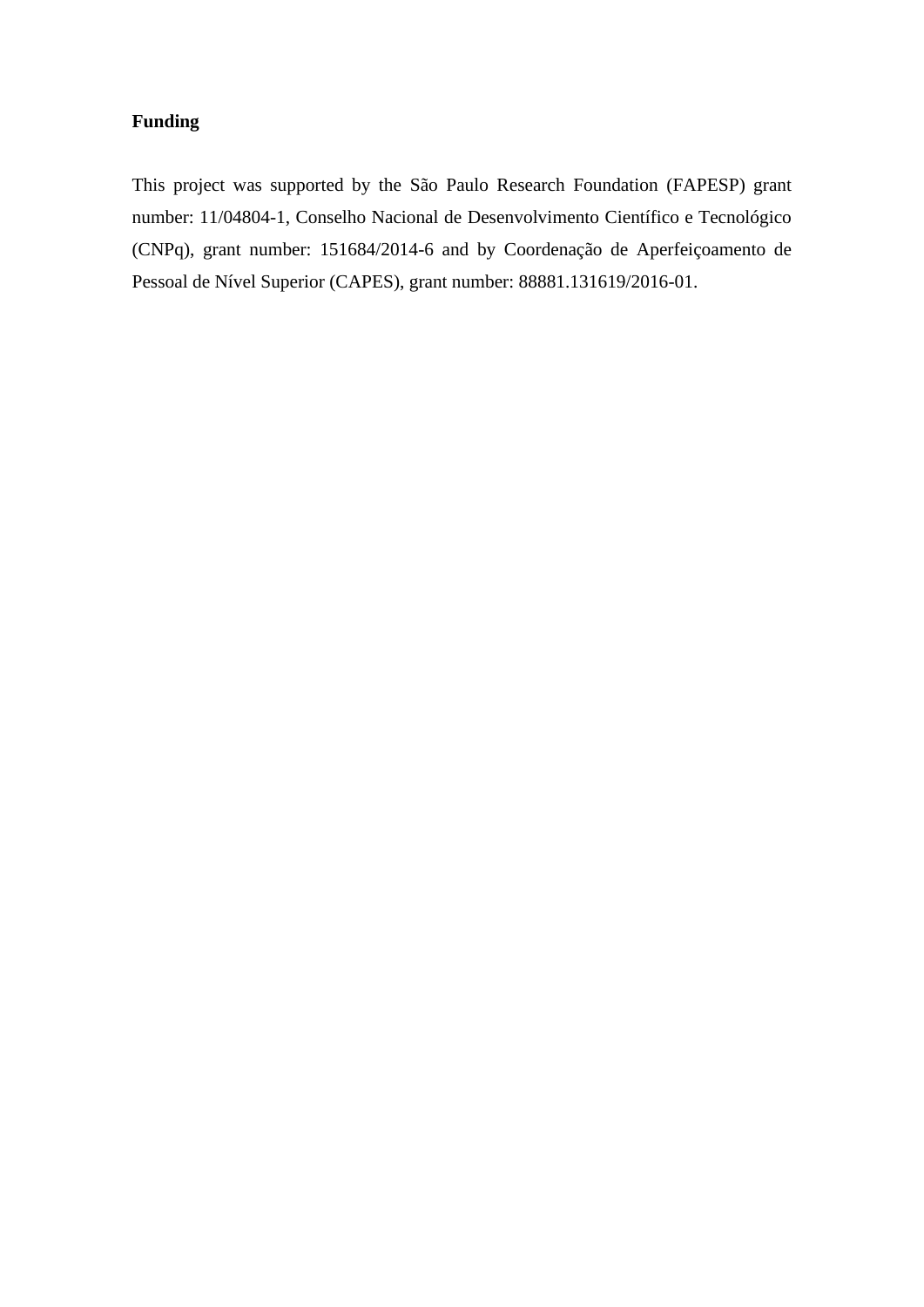**Funding**

This project was supported by the São Paulo Research Foundation (FAPESP) grant number: 11/04804-1, Conselho Nacional de Desenvolvimento Científico e Tecnológico (CNPq), grant number: 151684/2014-6 and by Coordenação de Aperfeiçoamento de Pessoal de Nível Superior (CAPES), grant number: 88881.131619/2016-01.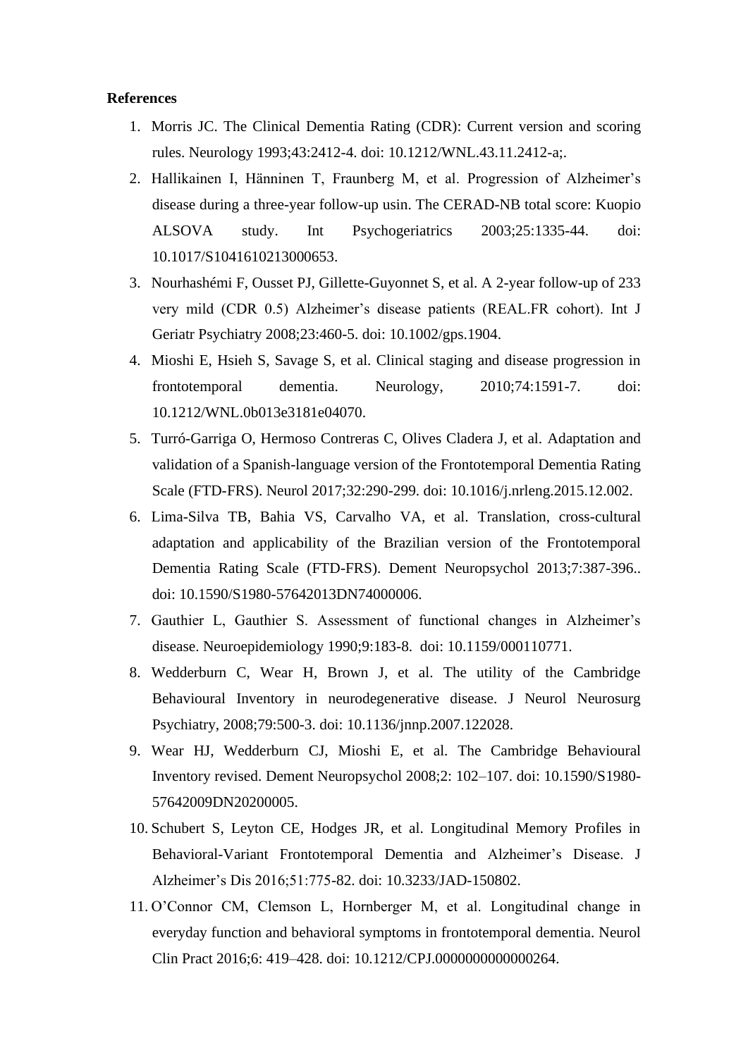**References**

1. Morris JC. The Clinical Dementia Rating (CDR): Current version and scoring rules. Neurology 1993;43:2412-4. doi: 10.1212/WNL.43.11.2412-a;.
2. Hallikainen I, Hänninen T, Fraunberg M, et al. Progression of Alzheimer's disease during a three-year follow-up usin. The CERAD-NB total score: Kuopio ALSOVA study. Int Psychogeriatrics 2003;25:1335-44. doi: 10.1017/S1041610213000653.
3. Nourhashémi F, Ousset PJ, Gillette-Guyonnet S, et al. A 2-year follow-up of 233 very mild (CDR 0.5) Alzheimer's disease patients (REAL.FR cohort). Int J Geriatr Psychiatry 2008;23:460-5. doi: 10.1002/gps.1904.
4. Mioshi E, Hsieh S, Savage S, et al. Clinical staging and disease progression in frontotemporal dementia. Neurology, 2010;74:1591-7. doi: 10.1212/WNL.0b013e3181e04070.
5. Turró-Garriga O, Hermoso Contreras C, Olives Cladera J, et al. Adaptation and validation of a Spanish-language version of the Frontotemporal Dementia Rating Scale (FTD-FRS). Neurol 2017;32:290-299. doi: 10.1016/j.nrleng.2015.12.002.
6. Lima-Silva TB, Bahia VS, Carvalho VA, et al. Translation, cross-cultural adaptation and applicability of the Brazilian version of the Frontotemporal Dementia Rating Scale (FTD-FRS). Dement Neuropsychol 2013;7:387-396.. doi: 10.1590/S1980-57642013DN74000006.
7. Gauthier L, Gauthier S. Assessment of functional changes in Alzheimer's disease. Neuroepidemiology 1990;9:183-8. doi: 10.1159/000110771.
8. Wedderburn C, Wear H, Brown J, et al. The utility of the Cambridge Behavioural Inventory in neurodegenerative disease. J Neurol Neurosurg Psychiatry, 2008;79:500-3. doi: 10.1136/jnnp.2007.122028.
9. Wear HJ, Wedderburn CJ, Mioshi E, et al. The Cambridge Behavioural Inventory revised. Dement Neuropsychol 2008;2: 102–107. doi: 10.1590/S1980-57642009DN20200005.
10. Schubert S, Leyton CE, Hodges JR, et al. Longitudinal Memory Profiles in Behavioral-Variant Frontotemporal Dementia and Alzheimer's Disease. J Alzheimer's Dis 2016;51:775-82. doi: 10.3233/JAD-150802.
11. O'Connor CM, Clemson L, Hornberger M, et al. Longitudinal change in everyday function and behavioral symptoms in frontotemporal dementia. Neurol Clin Pract 2016;6: 419–428. doi: 10.1212/CPJ.0000000000000264.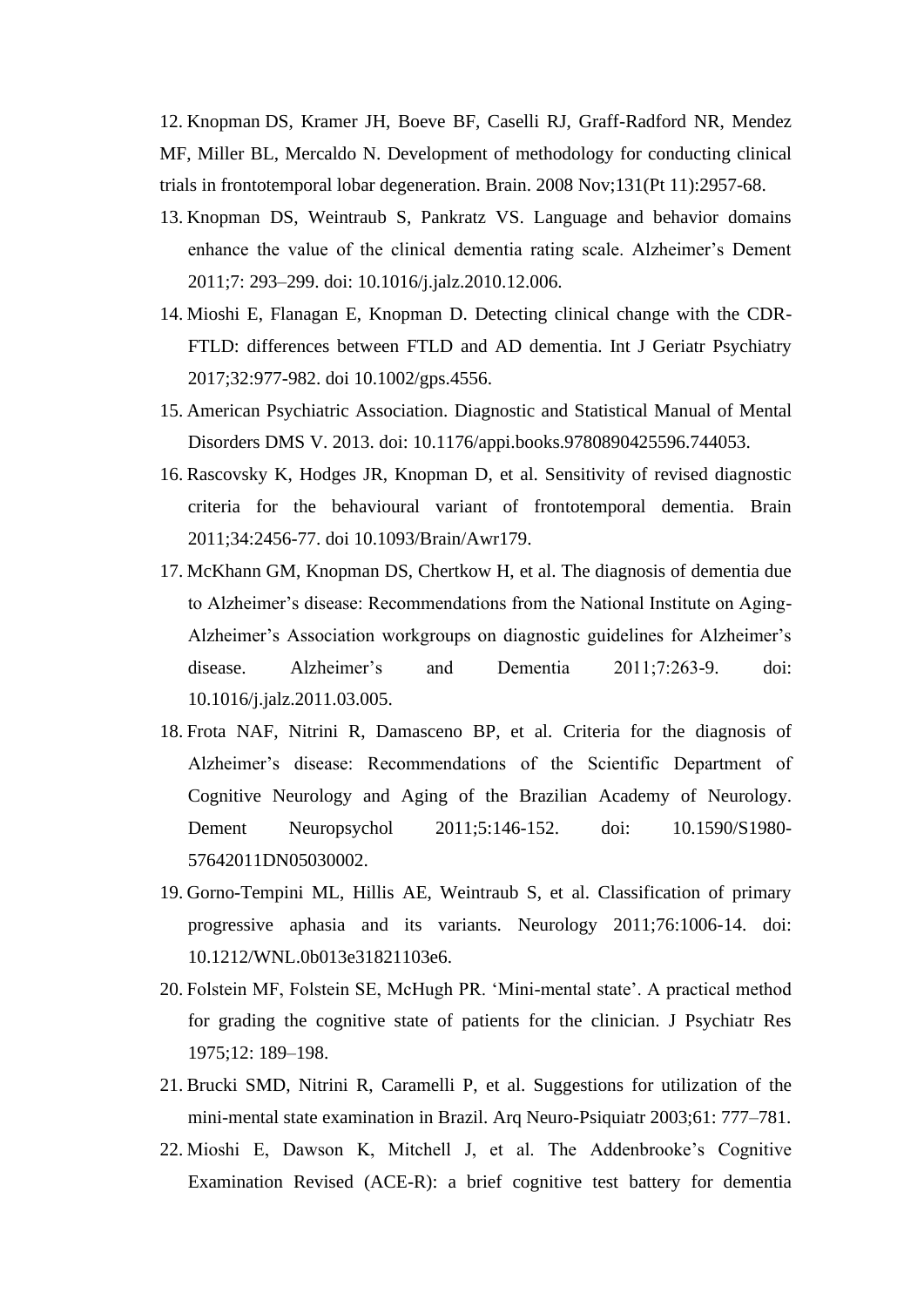12. Knopman DS, Kramer JH, Boeve BF, Caselli RJ, Graff-Radford NR, Mendez MF, Miller BL, Mercaldo N. Development of methodology for conducting clinical trials in frontotemporal lobar degeneration. Brain. 2008 Nov;131(Pt 11):2957-68.
13. Knopman DS, Weintraub S, Pankratz VS. Language and behavior domains enhance the value of the clinical dementia rating scale. Alzheimer's Dement 2011;7: 293–299. doi: 10.1016/j.jalz.2010.12.006.
14. Mioshi E, Flanagan E, Knopman D. Detecting clinical change with the CDR-FTLD: differences between FTLD and AD dementia. Int J Geriatr Psychiatry 2017;32:977-982. doi 10.1002/gps.4556.
15. American Psychiatric Association. Diagnostic and Statistical Manual of Mental Disorders DMS V. 2013. doi: 10.1176/appi.books.9780890425596.744053.
16. Rascovsky K, Hodges JR, Knopman D, et al. Sensitivity of revised diagnostic criteria for the behavioural variant of frontotemporal dementia. Brain 2011;34:2456-77. doi 10.1093/Brain/Awr179.
17. McKhann GM, Knopman DS, Chertkow H, et al. The diagnosis of dementia due to Alzheimer's disease: Recommendations from the National Institute on Aging-Alzheimer's Association workgroups on diagnostic guidelines for Alzheimer's disease. Alzheimer's and Dementia 2011;7:263-9. doi: 10.1016/j.jalz.2011.03.005.
18. Frota NAF, Nitrini R, Damasceno BP, et al. Criteria for the diagnosis of Alzheimer's disease: Recommendations of the Scientific Department of Cognitive Neurology and Aging of the Brazilian Academy of Neurology. Dement Neuropsychol 2011;5:146-152. doi: 10.1590/S1980-57642011DN05030002.
19. Gorno-Tempini ML, Hillis AE, Weintraub S, et al. Classification of primary progressive aphasia and its variants. Neurology 2011;76:1006-14. doi: 10.1212/WNL.0b013e31821103e6.
20. Folstein MF, Folstein SE, McHugh PR. 'Mini-mental state'. A practical method for grading the cognitive state of patients for the clinician. J Psychiatr Res 1975;12: 189–198.
21. Brucki SMD, Nitrini R, Caramelli P, et al. Suggestions for utilization of the mini-mental state examination in Brazil. Arq Neuro-Psiquiatr 2003;61: 777–781.
22. Mioshi E, Dawson K, Mitchell J, et al. The Addenbrooke's Cognitive Examination Revised (ACE-R): a brief cognitive test battery for dementia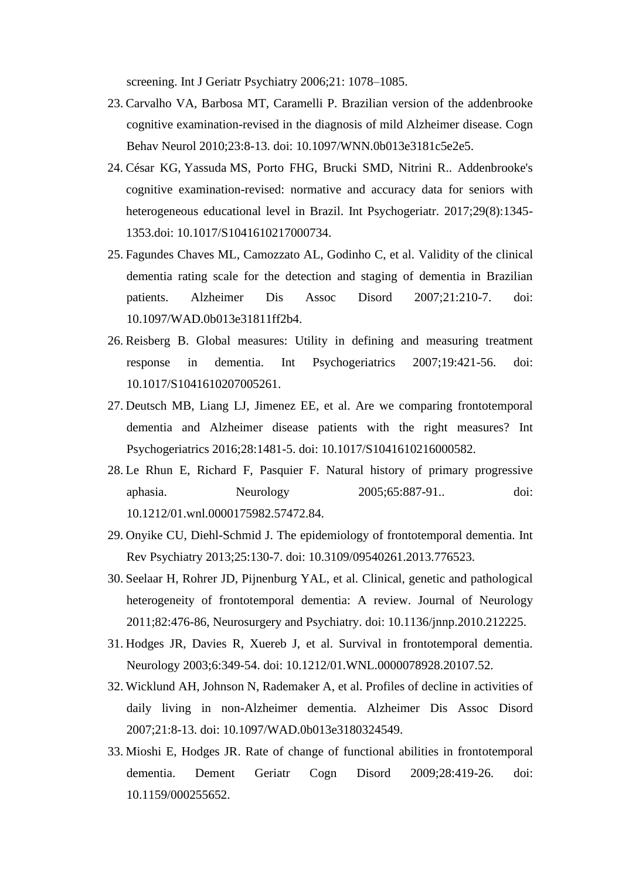screening. Int J Geriatr Psychiatry 2006;21: 1078–1085.

23. Carvalho VA, Barbosa MT, Caramelli P. Brazilian version of the addenbrooke cognitive examination-revised in the diagnosis of mild Alzheimer disease. Cogn Behav Neurol 2010;23:8-13. doi: 10.1097/WNN.0b013e3181c5e2e5.
24. César KG, Yassuda MS, Porto FHG, Brucki SMD, Nitrini R.. Addenbrooke's cognitive examination-revised: normative and accuracy data for seniors with heterogeneous educational level in Brazil. Int Psychogeriatr. 2017;29(8):1345-1353.doi: 10.1017/S1041610217000734.
25. Fagundes Chaves ML, Camozzato AL, Godinho C, et al. Validity of the clinical dementia rating scale for the detection and staging of dementia in Brazilian patients. Alzheimer Dis Assoc Disord 2007;21:210-7. doi: 10.1097/WAD.0b013e31811ff2b4.
26. Reisberg B. Global measures: Utility in defining and measuring treatment response in dementia. Int Psychogeriatrics 2007;19:421-56. doi: 10.1017/S1041610207005261.
27. Deutsch MB, Liang LJ, Jimenez EE, et al. Are we comparing frontotemporal dementia and Alzheimer disease patients with the right measures? Int Psychogeriatrics 2016;28:1481-5. doi: 10.1017/S1041610216000582.
28. Le Rhun E, Richard F, Pasquier F. Natural history of primary progressive aphasia. Neurology 2005;65:887-91.. doi: 10.1212/01.wnl.0000175982.57472.84.
29. Onyike CU, Diehl-Schmid J. The epidemiology of frontotemporal dementia. Int Rev Psychiatry 2013;25:130-7. doi: 10.3109/09540261.2013.776523.
30. Seelaar H, Rohrer JD, Pijnenburg YAL, et al. Clinical, genetic and pathological heterogeneity of frontotemporal dementia: A review. Journal of Neurology 2011;82:476-86, Neurosurgery and Psychiatry. doi: 10.1136/jnnp.2010.212225.
31. Hodges JR, Davies R, Xuereb J, et al. Survival in frontotemporal dementia. Neurology 2003;6:349-54. doi: 10.1212/01.WNL.0000078928.20107.52.
32. Wicklund AH, Johnson N, Rademaker A, et al. Profiles of decline in activities of daily living in non-Alzheimer dementia. Alzheimer Dis Assoc Disord 2007;21:8-13. doi: 10.1097/WAD.0b013e3180324549.
33. Mioshi E, Hodges JR. Rate of change of functional abilities in frontotemporal dementia. Dement Geriatr Cogn Disord 2009;28:419-26. doi: 10.1159/000255652.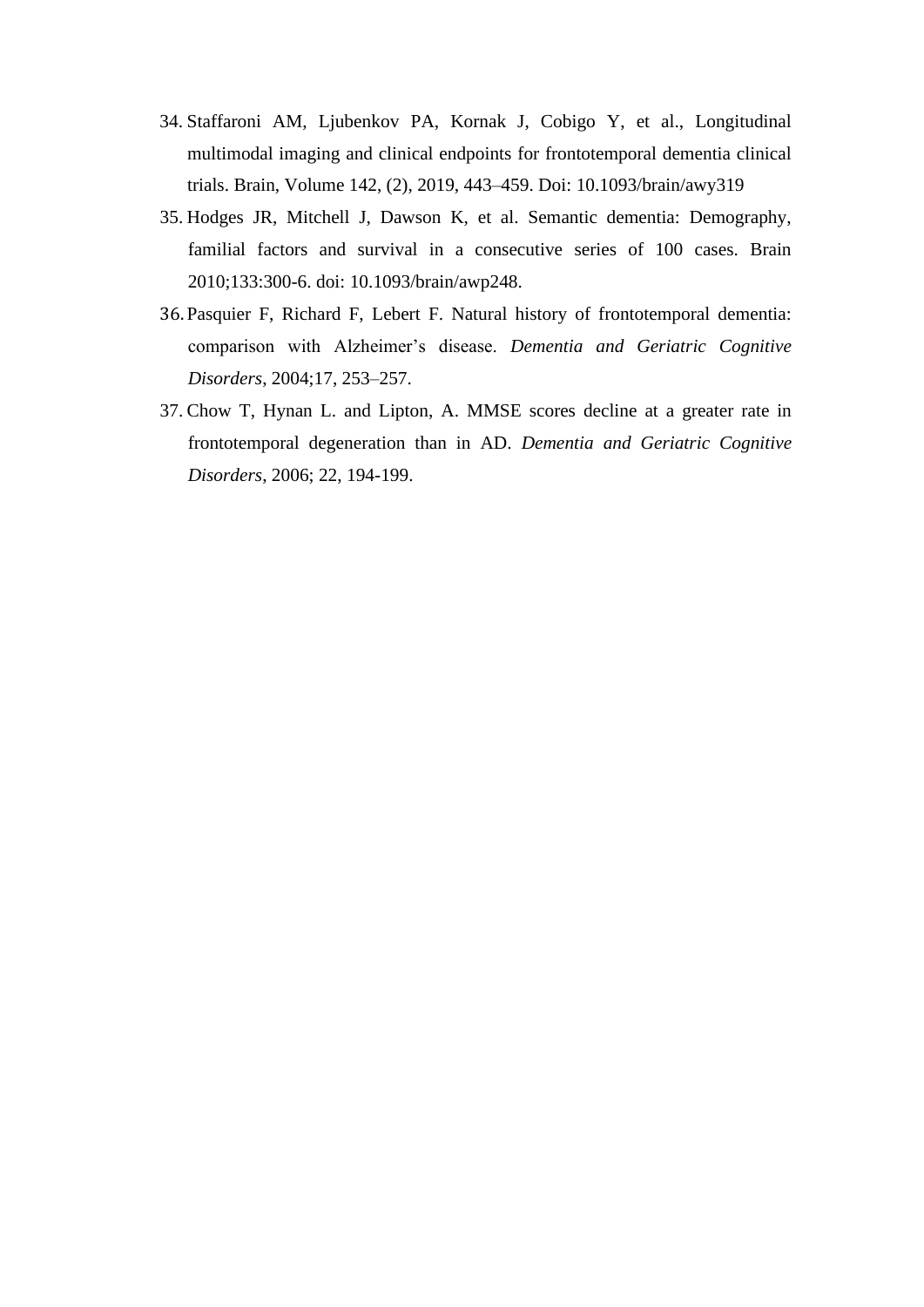34. Staffaroni AM, Ljubenkov PA, Kornak J, Cobigo Y, et al., Longitudinal multimodal imaging and clinical endpoints for frontotemporal dementia clinical trials. Brain, Volume 142, (2), 2019, 443–459. Doi: 10.1093/brain/awy319
35. Hodges JR, Mitchell J, Dawson K, et al. Semantic dementia: Demography, familial factors and survival in a consecutive series of 100 cases. Brain 2010;133:300-6. doi: 10.1093/brain/awp248.
36. Pasquier F, Richard F, Lebert F. Natural history of frontotemporal dementia: comparison with Alzheimer's disease. *Dementia and Geriatric Cognitive Disorders*, 2004;17, 253–257.
37. Chow T, Hynan L. and Lipton, A. MMSE scores decline at a greater rate in frontotemporal degeneration than in AD. *Dementia and Geriatric Cognitive Disorders*, 2006; 22, 194-199.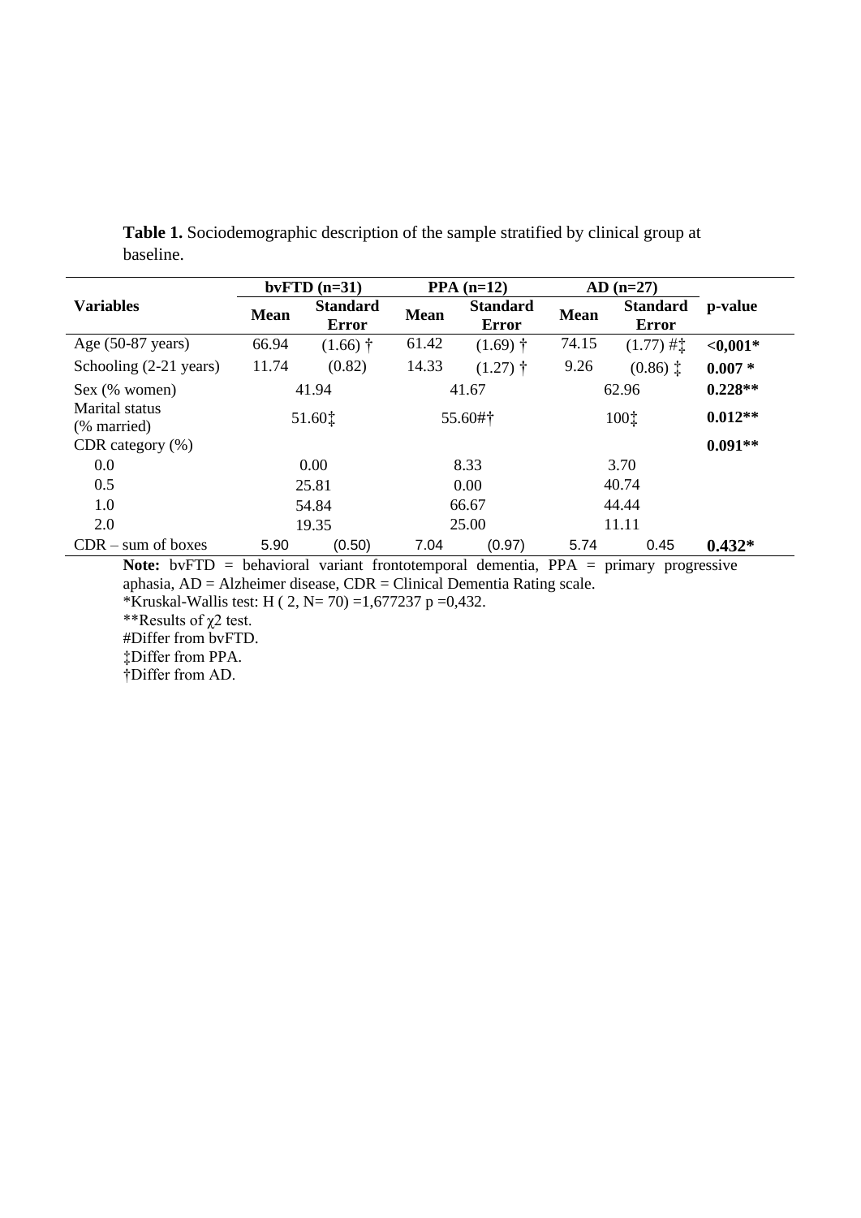**Table 1.** Sociodemographic description of the sample stratified by clinical group at baseline.

| Variables | bvFTD (n=31) | | PPA (n=12) | | AD (n=27) | | p-value |
|---|---|---|---|---|---|---|---|
| | Mean | Standard Error | Mean | Standard Error | Mean | Standard Error | |
| Age (50-87 years) | 66.94 | (1.66) † | 61.42 | (1.69) † | 74.15 | (1.77) #‡ | **<0,001*** |
| Schooling (2-21 years) | 11.74 | (0.82) | 14.33 | (1.27) † | 9.26 | (0.86) ‡ | **0.007 *** |
| Sex (% women) | 41.94 | | 41.67 | | 62.96 | | **0.228**** |
| Marital status (% married) | 51.60‡ | | 55.60#† | | 100‡ | | **0.012**** |
| CDR category (%) | | | | | | | **0.091**** |
| 0.0 | 0.00 | | 8.33 | | 3.70 | | |
| 0.5 | 25.81 | | 0.00 | | 40.74 | | |
| 1.0 | 54.84 | | 66.67 | | 44.44 | | |
| 2.0 | 19.35 | | 25.00 | | 11.11 | | |
| CDR – sum of boxes | 5.90 | (0.50) | 7.04 | (0.97) | 5.74 | 0.45 | **0.432*** |

**Note:** bvFTD = behavioral variant frontotemporal dementia, PPA = primary progressive aphasia, AD = Alzheimer disease, CDR = Clinical Dementia Rating scale.

*Kruskal-Wallis test: H ( 2, N= 70) =1,677237 p =0,432.

**Results of $\chi2$ test.

#Differ from bvFTD.

‡Differ from PPA.

†Differ from AD.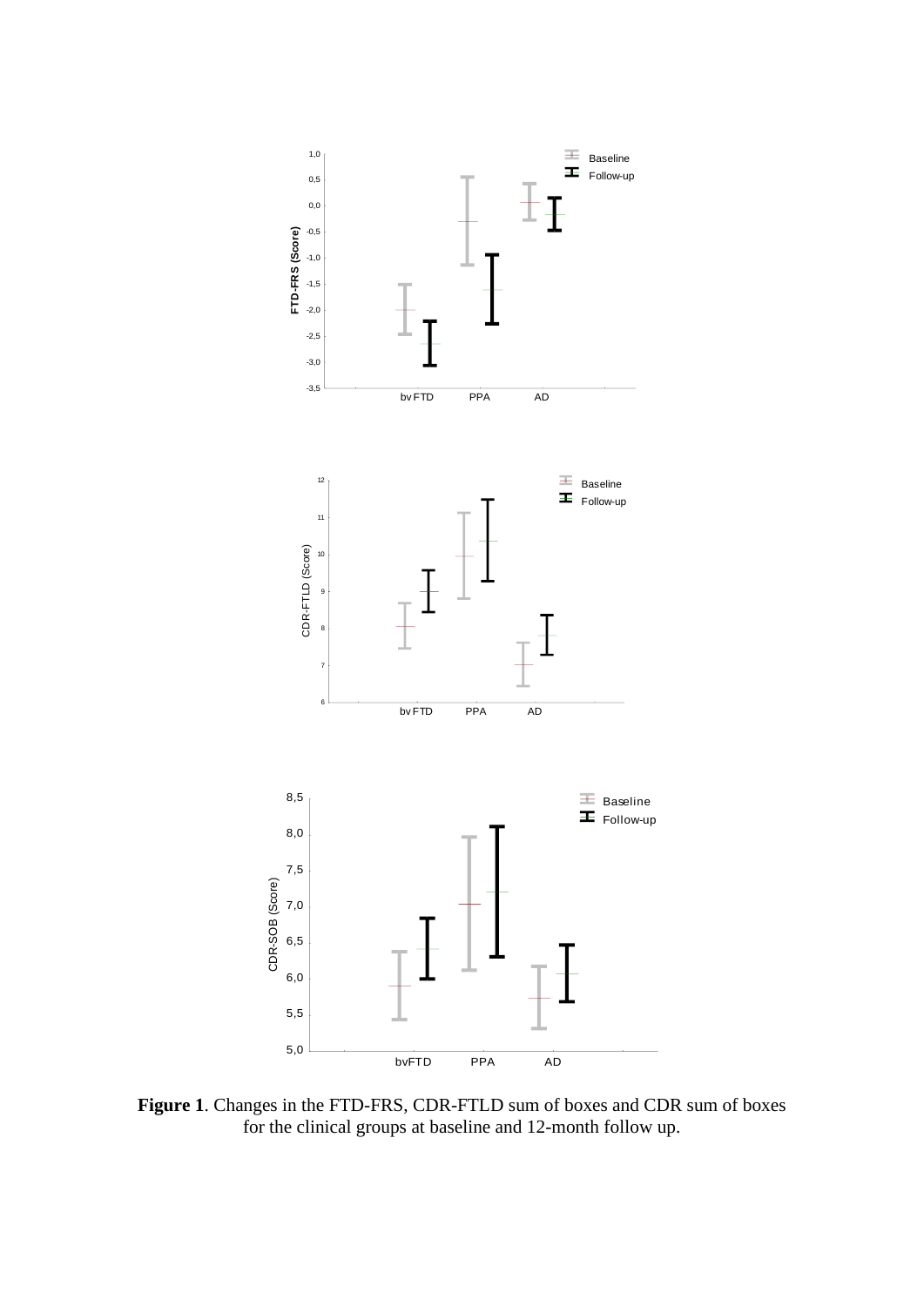**Figure 1**. Changes in the FTD-FRS, CDR-FTLD sum of boxes and CDR sum of boxes for the clinical groups at baseline and 12-month follow up.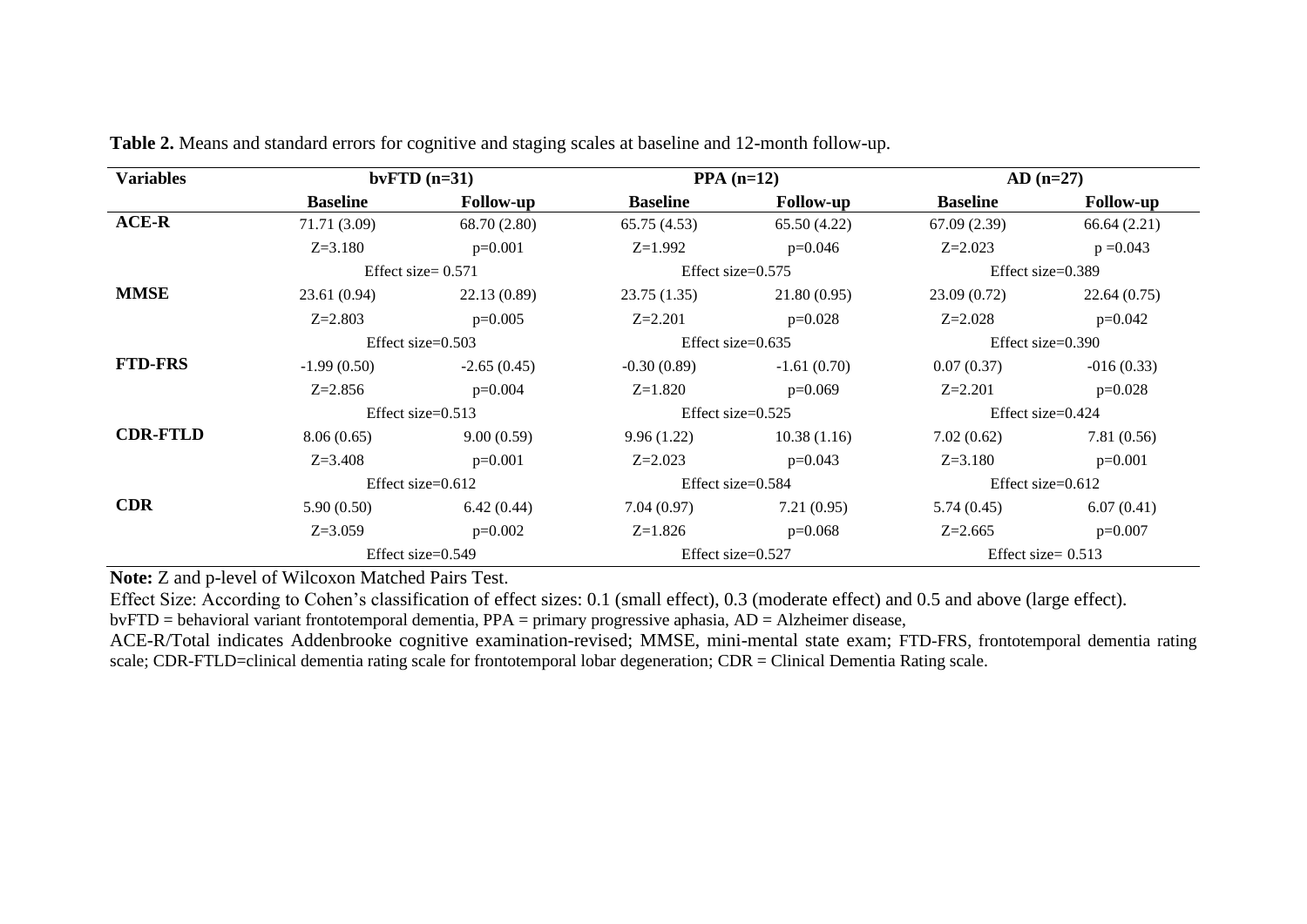**Table 2.** Means and standard errors for cognitive and staging scales at baseline and 12-month follow-up.

| Variables | bvFTD (n=31) | | PPA (n=12) | | AD (n=27) | |
|---|---|---|---|---|---|---|
| | **Baseline** | **Follow-up** | **Baseline** | **Follow-up** | **Baseline** | **Follow-up** |
| **ACE-R** | 71.71 (3.09) | 68.70 (2.80) | 65.75 (4.53) | 65.50 (4.22) | 67.09 (2.39) | 66.64 (2.21) |
| | Z=3.180 | p=0.001 | Z=1.992 | p=0.046 | Z=2.023 | p =0.043 |
| | Effect size= 0.571 | | Effect size=0.575 | | Effect size=0.389 | |
| **MMSE** | 23.61 (0.94) | 22.13 (0.89) | 23.75 (1.35) | 21.80 (0.95) | 23.09 (0.72) | 22.64 (0.75) |
| | Z=2.803 | p=0.005 | Z=2.201 | p=0.028 | Z=2.028 | p=0.042 |
| | Effect size=0.503 | | Effect size=0.635 | | Effect size=0.390 | |
| **FTD-FRS** | -1.99 (0.50) | -2.65 (0.45) | -0.30 (0.89) | -1.61 (0.70) | 0.07 (0.37) | -016 (0.33) |
| | Z=2.856 | p=0.004 | Z=1.820 | p=0.069 | Z=2.201 | p=0.028 |
| | Effect size=0.513 | | Effect size=0.525 | | Effect size=0.424 | |
| **CDR-FTLD** | 8.06 (0.65) | 9.00 (0.59) | 9.96 (1.22) | 10.38 (1.16) | 7.02 (0.62) | 7.81 (0.56) |
| | Z=3.408 | p=0.001 | Z=2.023 | p=0.043 | Z=3.180 | p=0.001 |
| | Effect size=0.612 | | Effect size=0.584 | | Effect size=0.612 | |
| **CDR** | 5.90 (0.50) | 6.42 (0.44) | 7.04 (0.97) | 7.21 (0.95) | 5.74 (0.45) | 6.07 (0.41) |
| | Z=3.059 | p=0.002 | Z=1.826 | p=0.068 | Z=2.665 | p=0.007 |
| | Effect size=0.549 | | Effect size=0.527 | | Effect size= 0.513 | |

**Note:** Z and p-level of Wilcoxon Matched Pairs Test.

Effect Size: According to Cohen's classification of effect sizes: 0.1 (small effect), 0.3 (moderate effect) and 0.5 and above (large effect).

bvFTD = behavioral variant frontotemporal dementia, PPA = primary progressive aphasia, AD = Alzheimer disease,

ACE-R/Total indicates Addenbrooke cognitive examination-revised; MMSE, mini-mental state exam; FTD-FRS, frontotemporal dementia rating scale; CDR-FTLD=clinical dementia rating scale for frontotemporal lobar degeneration; CDR = Clinical Dementia Rating scale.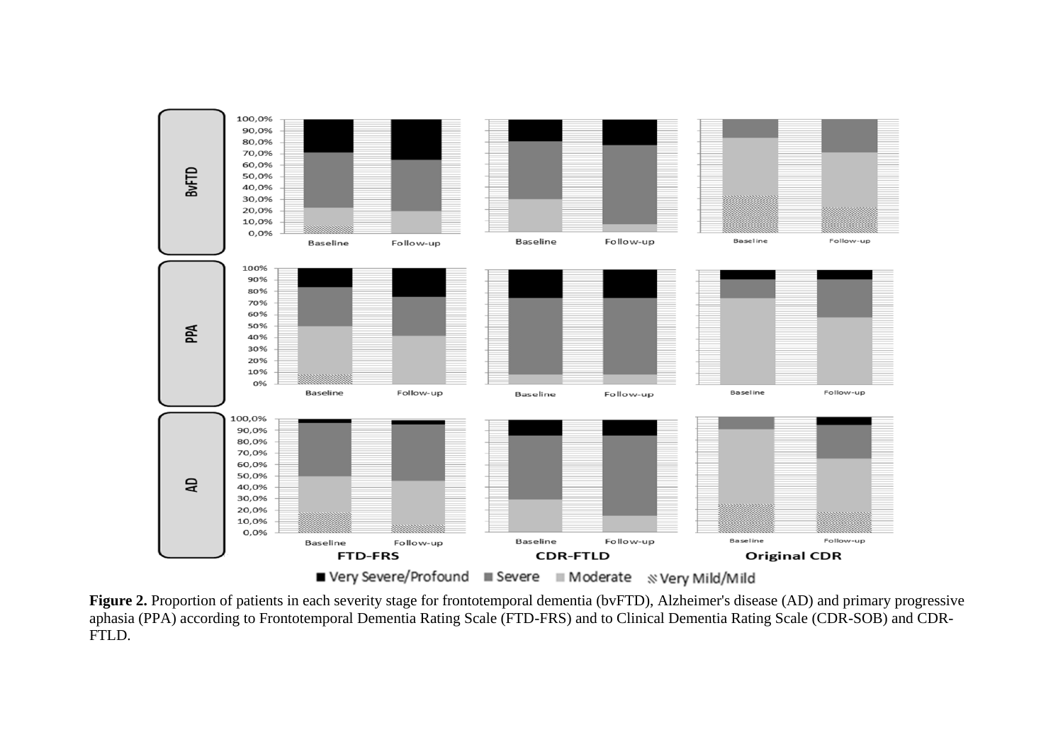**Figure 2.** Proportion of patients in each severity stage for frontotemporal dementia (bvFTD), Alzheimer's disease (AD) and primary progressive aphasia (PPA) according to Frontotemporal Dementia Rating Scale (FTD-FRS) and to Clinical Dementia Rating Scale (CDR-SOB) and CDR-FTLD.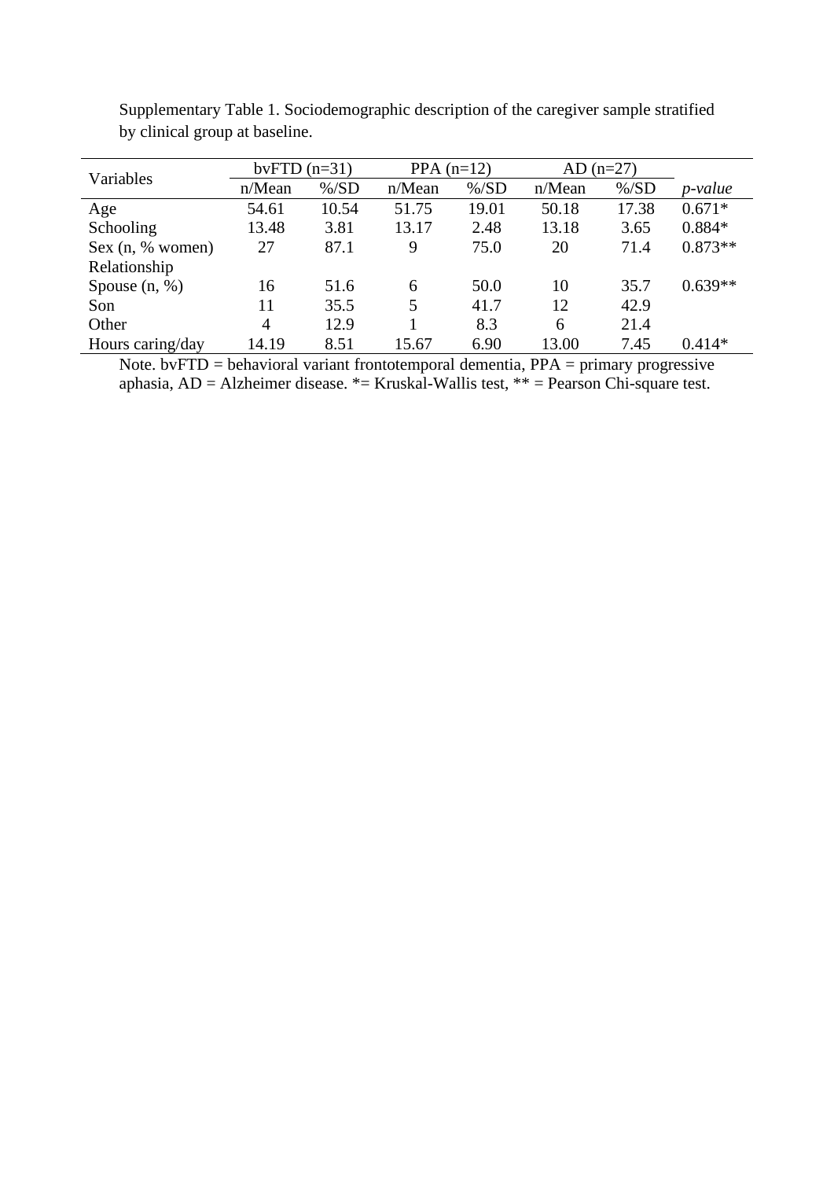Supplementary Table 1. Sociodemographic description of the caregiver sample stratified by clinical group at baseline.

| Variables | bvFTD (n=31) | | PPA (n=12) | | AD (n=27) | | |
|---|---|---|---|---|---|---|---|
| | n/Mean | %/SD | n/Mean | %/SD | n/Mean | %/SD | *p-value* |
| Age | 54.61 | 10.54 | 51.75 | 19.01 | 50.18 | 17.38 | 0.671* |
| Schooling | 13.48 | 3.81 | 13.17 | 2.48 | 13.18 | 3.65 | 0.884* |
| Sex (n, % women) | 27 | 87.1 | 9 | 75.0 | 20 | 71.4 | 0.873** |
| Relationship | | | | | | | |
| Spouse (n, %) | 16 | 51.6 | 6 | 50.0 | 10 | 35.7 | 0.639** |
| Son | 11 | 35.5 | 5 | 41.7 | 12 | 42.9 | |
| Other | 4 | 12.9 | 1 | 8.3 | 6 | 21.4 | |
| Hours caring/day | 14.19 | 8.51 | 15.67 | 6.90 | 13.00 | 7.45 | 0.414* |

Note. bvFTD = behavioral variant frontotemporal dementia, PPA = primary progressive aphasia, AD = Alzheimer disease. *= Kruskal-Wallis test, ** = Pearson Chi-square test.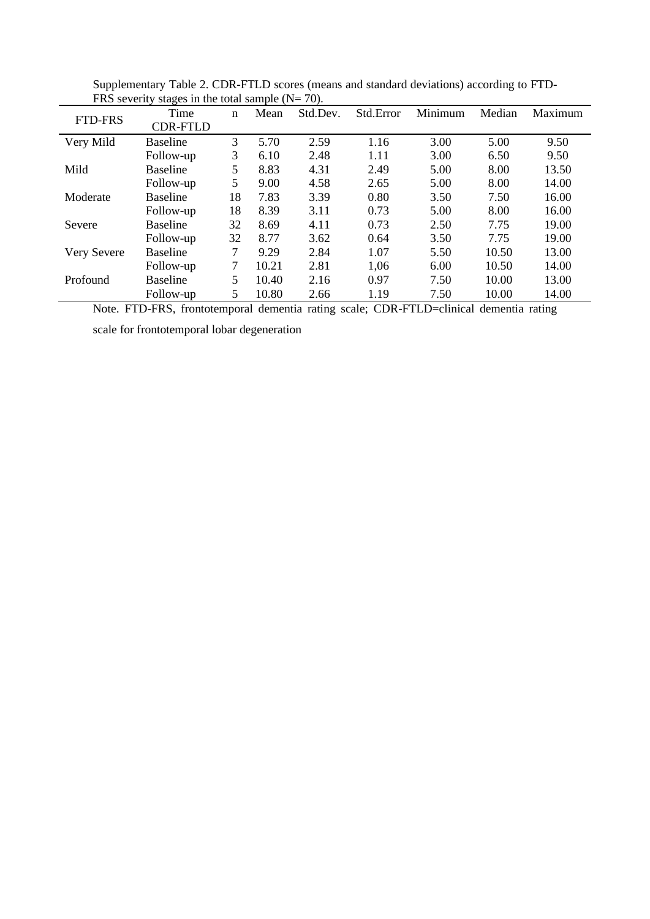Supplementary Table 2. CDR-FTLD scores (means and standard deviations) according to FTD-FRS severity stages in the total sample (N= 70).

| FTD-FRS | Time CDR-FTLD | n | Mean | Std.Dev. | Std.Error | Minimum | Median | Maximum |
|---|---|---|---|---|---|---|---|---|
| Very Mild | Baseline | 3 | 5.70 | 2.59 | 1.16 | 3.00 | 5.00 | 9.50 |
| | Follow-up | 3 | 6.10 | 2.48 | 1.11 | 3.00 | 6.50 | 9.50 |
| Mild | Baseline | 5 | 8.83 | 4.31 | 2.49 | 5.00 | 8.00 | 13.50 |
| | Follow-up | 5 | 9.00 | 4.58 | 2.65 | 5.00 | 8.00 | 14.00 |
| Moderate | Baseline | 18 | 7.83 | 3.39 | 0.80 | 3.50 | 7.50 | 16.00 |
| | Follow-up | 18 | 8.39 | 3.11 | 0.73 | 5.00 | 8.00 | 16.00 |
| Severe | Baseline | 32 | 8.69 | 4.11 | 0.73 | 2.50 | 7.75 | 19.00 |
| | Follow-up | 32 | 8.77 | 3.62 | 0.64 | 3.50 | 7.75 | 19.00 |
| Very Severe | Baseline | 7 | 9.29 | 2.84 | 1.07 | 5.50 | 10.50 | 13.00 |
| | Follow-up | 7 | 10.21 | 2.81 | 1,06 | 6.00 | 10.50 | 14.00 |
| Profound | Baseline | 5 | 10.40 | 2.16 | 0.97 | 7.50 | 10.00 | 13.00 |
| | Follow-up | 5 | 10.80 | 2.66 | 1.19 | 7.50 | 10.00 | 14.00 |

Note. FTD-FRS, frontotemporal dementia rating scale; CDR-FTLD=clinical dementia rating scale for frontotemporal lobar degeneration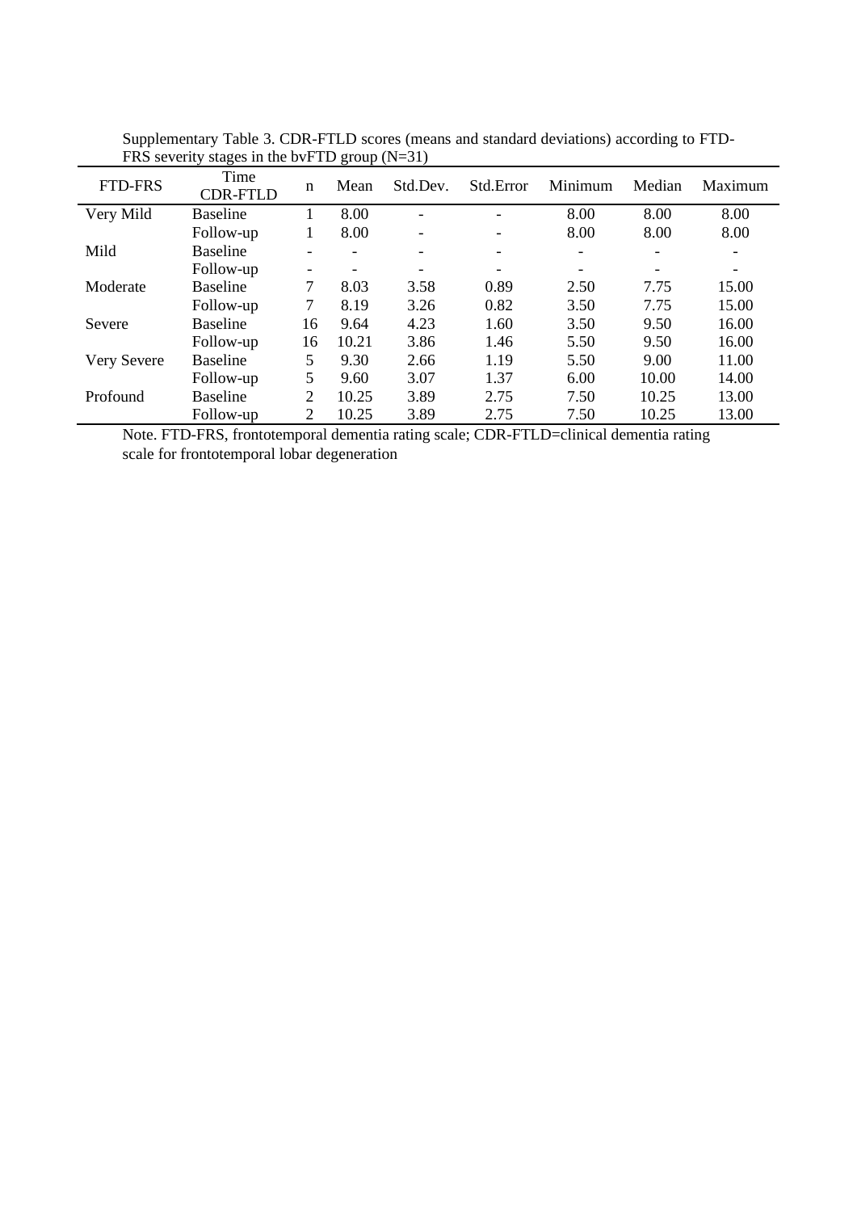Supplementary Table 3. CDR-FTLD scores (means and standard deviations) according to FTD-FRS severity stages in the bvFTD group (N=31)

| FTD-FRS | Time CDR-FTLD | n | Mean | Std.Dev. | Std.Error | Minimum | Median | Maximum |
|---|---|---|---|---|---|---|---|---|
| Very Mild | Baseline | 1 | 8.00 | - | - | 8.00 | 8.00 | 8.00 |
| | Follow-up | 1 | 8.00 | - | - | 8.00 | 8.00 | 8.00 |
| Mild | Baseline | - | - | - | - | - | - | - |
| | Follow-up | - | - | - | - | - | - | - |
| Moderate | Baseline | 7 | 8.03 | 3.58 | 0.89 | 2.50 | 7.75 | 15.00 |
| | Follow-up | 7 | 8.19 | 3.26 | 0.82 | 3.50 | 7.75 | 15.00 |
| Severe | Baseline | 16 | 9.64 | 4.23 | 1.60 | 3.50 | 9.50 | 16.00 |
| | Follow-up | 16 | 10.21 | 3.86 | 1.46 | 5.50 | 9.50 | 16.00 |
| Very Severe | Baseline | 5 | 9.30 | 2.66 | 1.19 | 5.50 | 9.00 | 11.00 |
| | Follow-up | 5 | 9.60 | 3.07 | 1.37 | 6.00 | 10.00 | 14.00 |
| Profound | Baseline | 2 | 10.25 | 3.89 | 2.75 | 7.50 | 10.25 | 13.00 |
| | Follow-up | 2 | 10.25 | 3.89 | 2.75 | 7.50 | 10.25 | 13.00 |

Note. FTD-FRS, frontotemporal dementia rating scale; CDR-FTLD=clinical dementia rating scale for frontotemporal lobar degeneration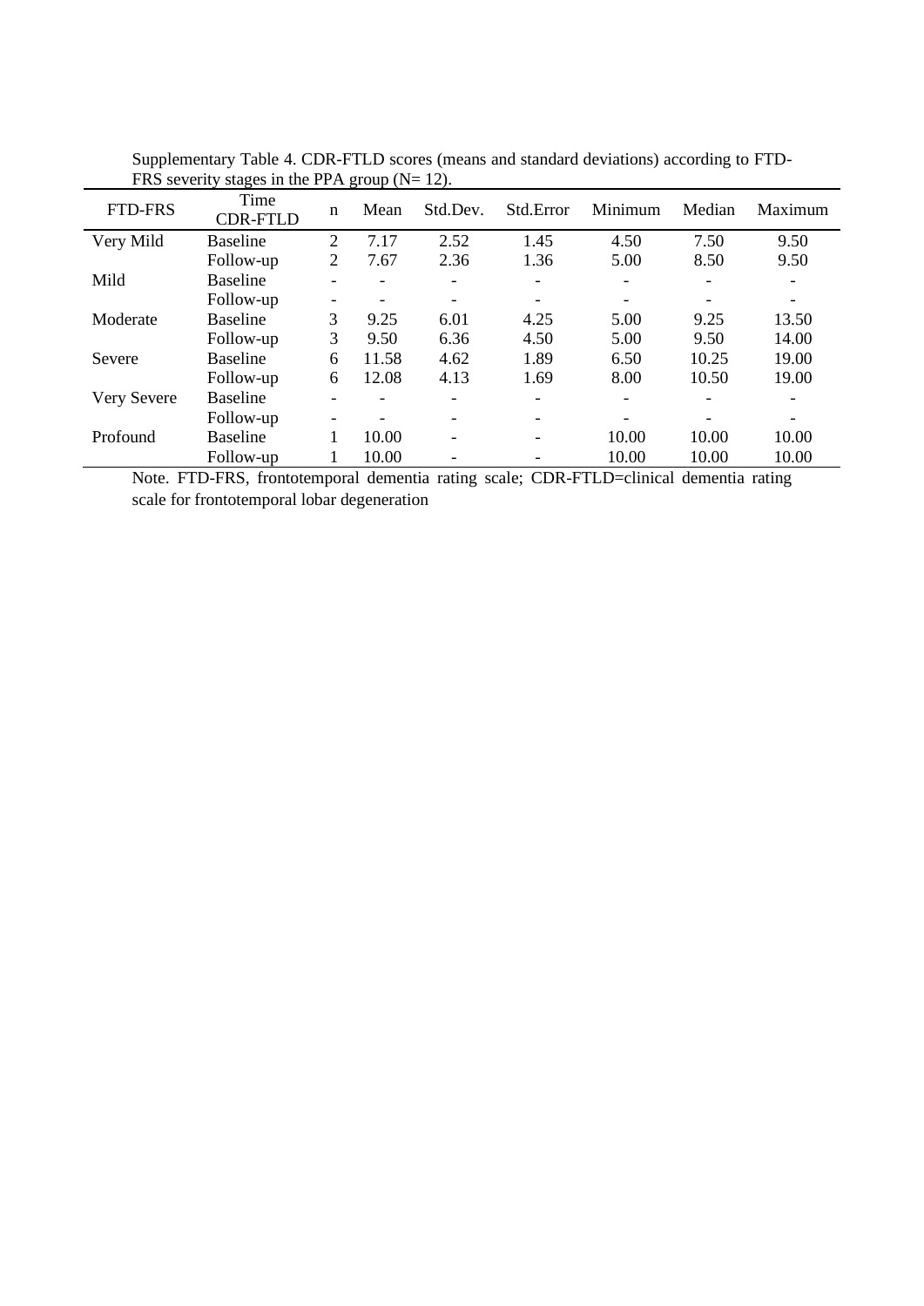Supplementary Table 4. CDR-FTLD scores (means and standard deviations) according to FTD-FRS severity stages in the PPA group (N= 12).

| FTD-FRS | Time CDR-FTLD | n | Mean | Std.Dev. | Std.Error | Minimum | Median | Maximum |
|---|---|---|---|---|---|---|---|---|
| Very Mild | Baseline | 2 | 7.17 | 2.52 | 1.45 | 4.50 | 7.50 | 9.50 |
| | Follow-up | 2 | 7.67 | 2.36 | 1.36 | 5.00 | 8.50 | 9.50 |
| Mild | Baseline | - | - | - | - | - | - | - |
| | Follow-up | - | - | - | - | - | - | - |
| Moderate | Baseline | 3 | 9.25 | 6.01 | 4.25 | 5.00 | 9.25 | 13.50 |
| | Follow-up | 3 | 9.50 | 6.36 | 4.50 | 5.00 | 9.50 | 14.00 |
| Severe | Baseline | 6 | 11.58 | 4.62 | 1.89 | 6.50 | 10.25 | 19.00 |
| | Follow-up | 6 | 12.08 | 4.13 | 1.69 | 8.00 | 10.50 | 19.00 |
| Very Severe | Baseline | - | - | - | - | - | - | - |
| | Follow-up | - | - | - | - | - | - | - |
| Profound | Baseline | 1 | 10.00 | - | - | 10.00 | 10.00 | 10.00 |
| | Follow-up | 1 | 10.00 | - | - | 10.00 | 10.00 | 10.00 |

Note. FTD-FRS, frontotemporal dementia rating scale; CDR-FTLD=clinical dementia rating scale for frontotemporal lobar degeneration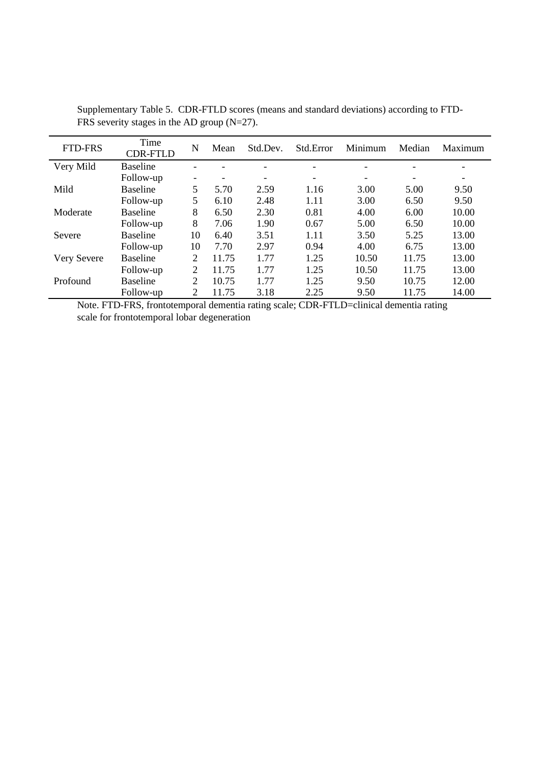Supplementary Table 5. CDR-FTLD scores (means and standard deviations) according to FTD-FRS severity stages in the AD group (N=27).

| FTD-FRS | Time CDR-FTLD | N | Mean | Std.Dev. | Std.Error | Minimum | Median | Maximum |
|---|---|---|---|---|---|---|---|---|
| Very Mild | Baseline | - | - | - | - | - | - | - |
| | Follow-up | - | - | - | - | - | - | - |
| Mild | Baseline | 5 | 5.70 | 2.59 | 1.16 | 3.00 | 5.00 | 9.50 |
| | Follow-up | 5 | 6.10 | 2.48 | 1.11 | 3.00 | 6.50 | 9.50 |
| Moderate | Baseline | 8 | 6.50 | 2.30 | 0.81 | 4.00 | 6.00 | 10.00 |
| | Follow-up | 8 | 7.06 | 1.90 | 0.67 | 5.00 | 6.50 | 10.00 |
| Severe | Baseline | 10 | 6.40 | 3.51 | 1.11 | 3.50 | 5.25 | 13.00 |
| | Follow-up | 10 | 7.70 | 2.97 | 0.94 | 4.00 | 6.75 | 13.00 |
| Very Severe | Baseline | 2 | 11.75 | 1.77 | 1.25 | 10.50 | 11.75 | 13.00 |
| | Follow-up | 2 | 11.75 | 1.77 | 1.25 | 10.50 | 11.75 | 13.00 |
| Profound | Baseline | 2 | 10.75 | 1.77 | 1.25 | 9.50 | 10.75 | 12.00 |
| | Follow-up | 2 | 11.75 | 3.18 | 2.25 | 9.50 | 11.75 | 14.00 |

Note. FTD-FRS, frontotemporal dementia rating scale; CDR-FTLD=clinical dementia rating scale for frontotemporal lobar degeneration